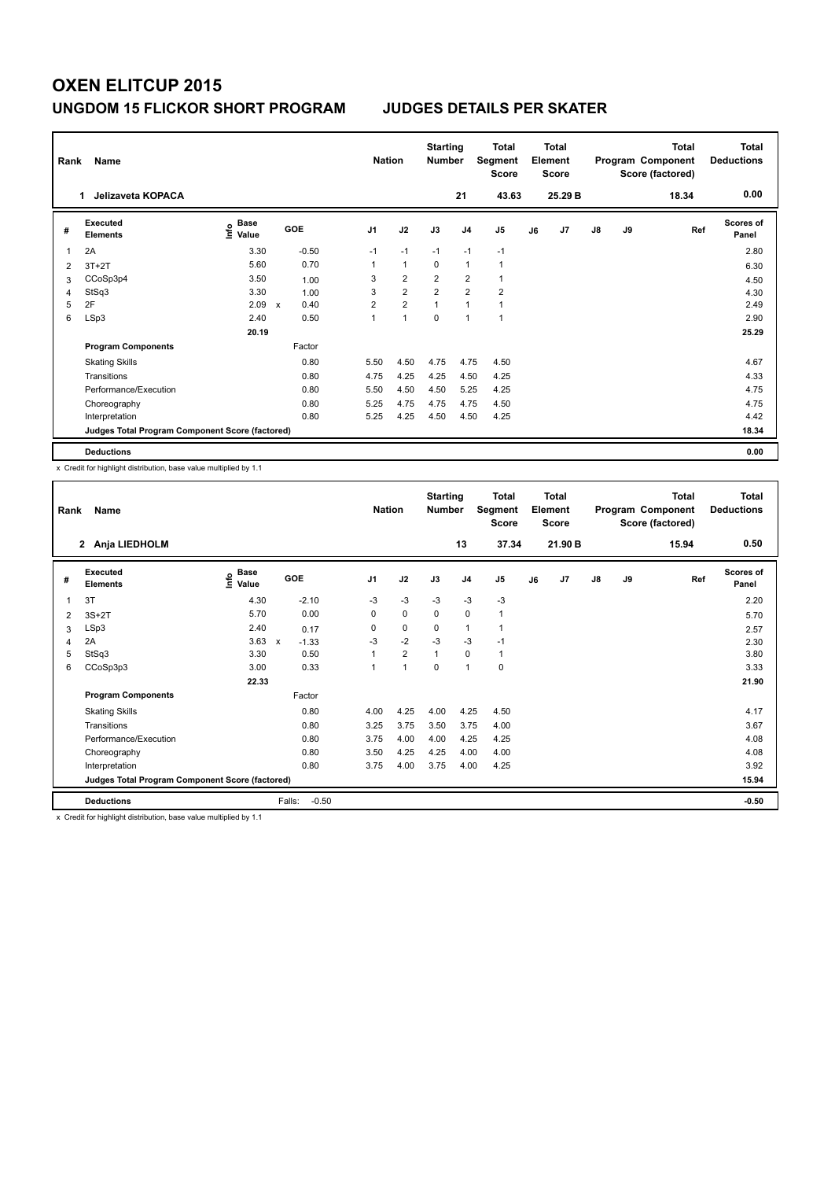# OXEN ELITCUP 2015

## UNGDOM 15 FLICKOR SHORT PROGRAM JUDGES DETAILS PER SKATER

| Rank | Name | Nation | Starting Number | Total Segment Score | Total Element Score | Total Program Component Score (factored) | Total Deductions |
|---|---|---|---|---|---|---|---|
| 1 | Jelizaveta KOPACA | | 21 | 43.63 | 25.29 B | 18.34 | 0.00 |

| # | Executed Elements | Info | Base Value | | GOE | J1 | J2 | J3 | J4 | J5 | J6 | J7 | J8 | J9 | Ref | Scores of Panel |
|---|---|---|---|---|---|---|---|---|---|---|---|---|---|---|---|---|
| 1 | 2A | | 3.30 | | -0.50 | -1 | -1 | -1 | -1 | -1 | | | | | | 2.80 |
| 2 | 3T+2T | | 5.60 | | 0.70 | 1 | 1 | 0 | 1 | 1 | | | | | | 6.30 |
| 3 | CCoSp3p4 | | 3.50 | | 1.00 | 3 | 2 | 2 | 2 | 1 | | | | | | 4.50 |
| 4 | StSq3 | | 3.30 | | 1.00 | 3 | 2 | 2 | 2 | 2 | | | | | | 4.30 |
| 5 | 2F | | 2.09 | x | 0.40 | 2 | 2 | 1 | 1 | 1 | | | | | | 2.49 |
| 6 | LSp3 | | 2.40 | | 0.50 | 1 | 1 | 0 | 1 | 1 | | | | | | 2.90 |
| | | | 20.19 | | | | | | | | | | | | | 25.29 |
| | **Program Components** | | | | Factor | | | | | | | | | | | |
| | Skating Skills | | | | 0.80 | 5.50 | 4.50 | 4.75 | 4.75 | 4.50 | | | | | | 4.67 |
| | Transitions | | | | 0.80 | 4.75 | 4.25 | 4.25 | 4.50 | 4.25 | | | | | | 4.33 |
| | Performance/Execution | | | | 0.80 | 5.50 | 4.50 | 4.50 | 5.25 | 4.25 | | | | | | 4.75 |
| | Choreography | | | | 0.80 | 5.25 | 4.75 | 4.75 | 4.75 | 4.50 | | | | | | 4.75 |
| | Interpretation | | | | 0.80 | 5.25 | 4.25 | 4.50 | 4.50 | 4.25 | | | | | | 4.42 |
| | **Judges Total Program Component Score (factored)** | | | | | | | | | | | | | | | 18.34 |
| | **Deductions** | | | | | | | | | | | | | | | 0.00 |

x Credit for highlight distribution, base value multiplied by 1.1

| Rank | Name | Nation | Starting Number | Total Segment Score | Total Element Score | Total Program Component Score (factored) | Total Deductions |
|---|---|---|---|---|---|---|---|
| 2 | Anja LIEDHOLM | | 13 | 37.34 | 21.90 B | 15.94 | 0.50 |

| # | Executed Elements | Info | Base Value | | GOE | J1 | J2 | J3 | J4 | J5 | J6 | J7 | J8 | J9 | Ref | Scores of Panel |
|---|---|---|---|---|---|---|---|---|---|---|---|---|---|---|---|---|
| 1 | 3T | | 4.30 | | -2.10 | -3 | -3 | -3 | -3 | -3 | | | | | | 2.20 |
| 2 | 3S+2T | | 5.70 | | 0.00 | 0 | 0 | 0 | 0 | 1 | | | | | | 5.70 |
| 3 | LSp3 | | 2.40 | | 0.17 | 0 | 0 | 0 | 1 | 1 | | | | | | 2.57 |
| 4 | 2A | | 3.63 | x | -1.33 | -3 | -2 | -3 | -3 | -1 | | | | | | 2.30 |
| 5 | StSq3 | | 3.30 | | 0.50 | 1 | 2 | 1 | 0 | 1 | | | | | | 3.80 |
| 6 | CCoSp3p3 | | 3.00 | | 0.33 | 1 | 1 | 0 | 1 | 0 | | | | | | 3.33 |
| | | | 22.33 | | | | | | | | | | | | | 21.90 |
| | **Program Components** | | | | Factor | | | | | | | | | | | |
| | Skating Skills | | | | 0.80 | 4.00 | 4.25 | 4.00 | 4.25 | 4.50 | | | | | | 4.17 |
| | Transitions | | | | 0.80 | 3.25 | 3.75 | 3.50 | 3.75 | 4.00 | | | | | | 3.67 |
| | Performance/Execution | | | | 0.80 | 3.75 | 4.00 | 4.00 | 4.25 | 4.25 | | | | | | 4.08 |
| | Choreography | | | | 0.80 | 3.50 | 4.25 | 4.25 | 4.00 | 4.00 | | | | | | 4.08 |
| | Interpretation | | | | 0.80 | 3.75 | 4.00 | 3.75 | 4.00 | 4.25 | | | | | | 3.92 |
| | **Judges Total Program Component Score (factored)** | | | | | | | | | | | | | | | 15.94 |
| | **Deductions** | | | | Falls: -0.50 | | | | | | | | | | | -0.50 |

x Credit for highlight distribution, base value multiplied by 1.1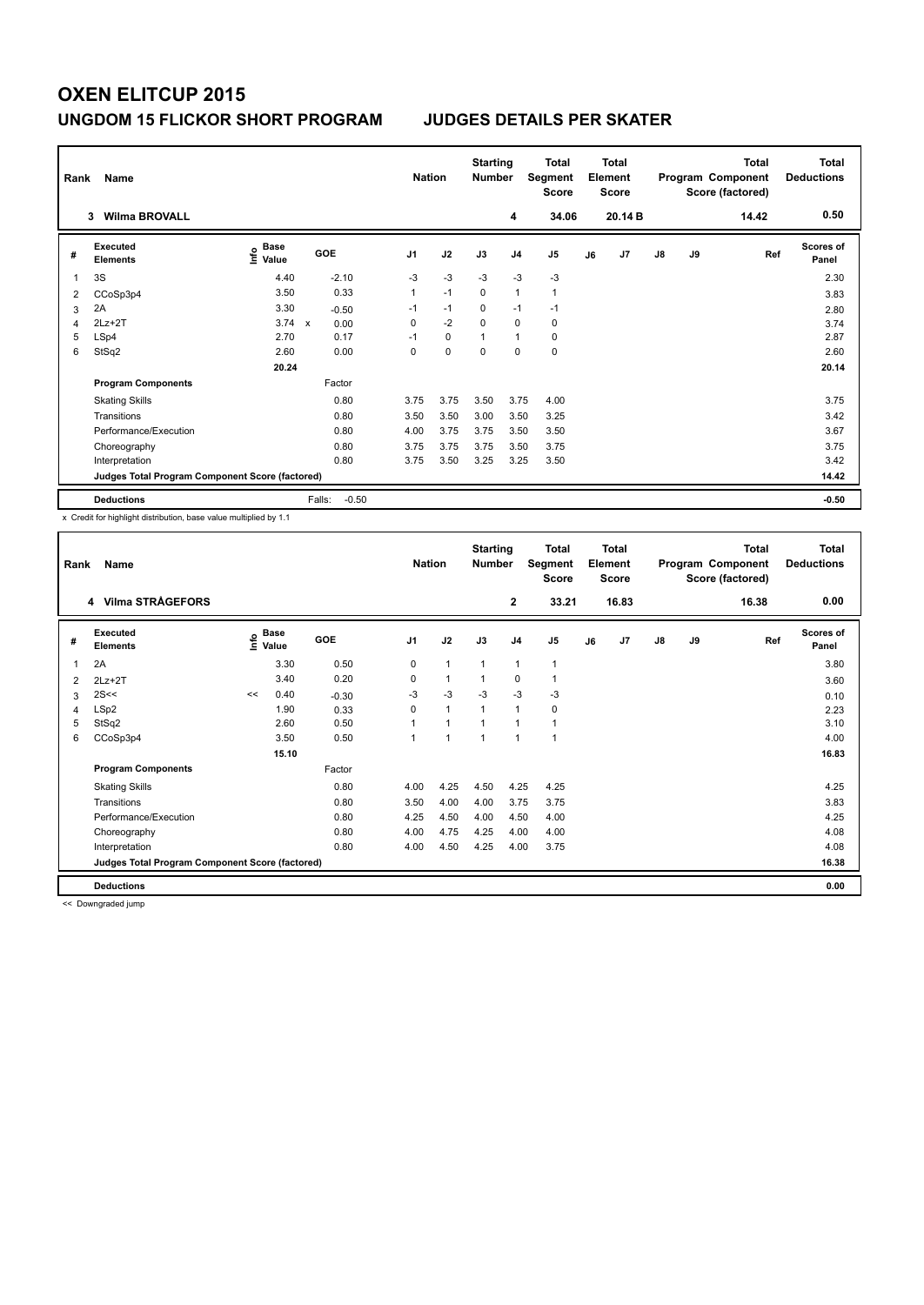# OXEN ELITCUP 2015

## UNGDOM 15 FLICKOR SHORT PROGRAM JUDGES DETAILS PER SKATER

| Rank | Name | Nation | Starting Number | Total Segment Score | Total Element Score | Total Program Component Score (factored) | Total Deductions |
|---|---|---|---|---|---|---|---|
| 3 | Wilma BROVALL | | 4 | 34.06 | 20.14 B | 14.42 | 0.50 |

| # | Executed Elements | Info | Base Value | | GOE | J1 | J2 | J3 | J4 | J5 | J6 | J7 | J8 | J9 | Ref | Scores of Panel |
|---|---|---|---|---|---|---|---|---|---|---|---|---|---|---|---|---|
| 1 | 3S | | 4.40 | | -2.10 | -3 | -3 | -3 | -3 | -3 | | | | | | 2.30 |
| 2 | CCoSp3p4 | | 3.50 | | 0.33 | 1 | -1 | 0 | 1 | 1 | | | | | | 3.83 |
| 3 | 2A | | 3.30 | | -0.50 | -1 | -1 | 0 | -1 | -1 | | | | | | 2.80 |
| 4 | 2Lz+2T | | 3.74 | x | 0.00 | 0 | -2 | 0 | 0 | 0 | | | | | | 3.74 |
| 5 | LSp4 | | 2.70 | | 0.17 | -1 | 0 | 1 | 1 | 0 | | | | | | 2.87 |
| 6 | StSq2 | | 2.60 | | 0.00 | 0 | 0 | 0 | 0 | 0 | | | | | | 2.60 |
| | | | 20.24 | | | | | | | | | | | | | 20.14 |
| | **Program Components** | | | | Factor | | | | | | | | | | | |
| | Skating Skills | | | | 0.80 | 3.75 | 3.75 | 3.50 | 3.75 | 4.00 | | | | | | 3.75 |
| | Transitions | | | | 0.80 | 3.50 | 3.50 | 3.00 | 3.50 | 3.25 | | | | | | 3.42 |
| | Performance/Execution | | | | 0.80 | 4.00 | 3.75 | 3.75 | 3.50 | 3.50 | | | | | | 3.67 |
| | Choreography | | | | 0.80 | 3.75 | 3.75 | 3.75 | 3.50 | 3.75 | | | | | | 3.75 |
| | Interpretation | | | | 0.80 | 3.75 | 3.50 | 3.25 | 3.25 | 3.50 | | | | | | 3.42 |
| | **Judges Total Program Component Score (factored)** | | | | | | | | | | | | | | | 14.42 |
| | **Deductions** | | | | Falls: -0.50 | | | | | | | | | | | -0.50 |

x Credit for highlight distribution, base value multiplied by 1.1

| Rank | Name | Nation | Starting Number | Total Segment Score | Total Element Score | Total Program Component Score (factored) | Total Deductions |
|---|---|---|---|---|---|---|---|
| 4 | Vilma STRÅGEFORS | | 2 | 33.21 | 16.83 | 16.38 | 0.00 |

| # | Executed Elements | Info | Base Value | GOE | J1 | J2 | J3 | J4 | J5 | J6 | J7 | J8 | J9 | Ref | Scores of Panel |
|---|---|---|---|---|---|---|---|---|---|---|---|---|---|---|---|
| 1 | 2A | | 3.30 | 0.50 | 0 | 1 | 1 | 1 | 1 | | | | | | 3.80 |
| 2 | 2Lz+2T | | 3.40 | 0.20 | 0 | 1 | 1 | 0 | 1 | | | | | | 3.60 |
| 3 | 2S<< | << | 0.40 | -0.30 | -3 | -3 | -3 | -3 | -3 | | | | | | 0.10 |
| 4 | LSp2 | | 1.90 | 0.33 | 0 | 1 | 1 | 1 | 0 | | | | | | 2.23 |
| 5 | StSq2 | | 2.60 | 0.50 | 1 | 1 | 1 | 1 | 1 | | | | | | 3.10 |
| 6 | CCoSp3p4 | | 3.50 | 0.50 | 1 | 1 | 1 | 1 | 1 | | | | | | 4.00 |
| | | | 15.10 | | | | | | | | | | | | 16.83 |
| | **Program Components** | | | Factor | | | | | | | | | | | |
| | Skating Skills | | | 0.80 | 4.00 | 4.25 | 4.50 | 4.25 | 4.25 | | | | | | 4.25 |
| | Transitions | | | 0.80 | 3.50 | 4.00 | 4.00 | 3.75 | 3.75 | | | | | | 3.83 |
| | Performance/Execution | | | 0.80 | 4.25 | 4.50 | 4.00 | 4.50 | 4.00 | | | | | | 4.25 |
| | Choreography | | | 0.80 | 4.00 | 4.75 | 4.25 | 4.00 | 4.00 | | | | | | 4.08 |
| | Interpretation | | | 0.80 | 4.00 | 4.50 | 4.25 | 4.00 | 3.75 | | | | | | 4.08 |
| | **Judges Total Program Component Score (factored)** | | | | | | | | | | | | | | 16.38 |
| | **Deductions** | | | | | | | | | | | | | | 0.00 |

<< Downgraded jump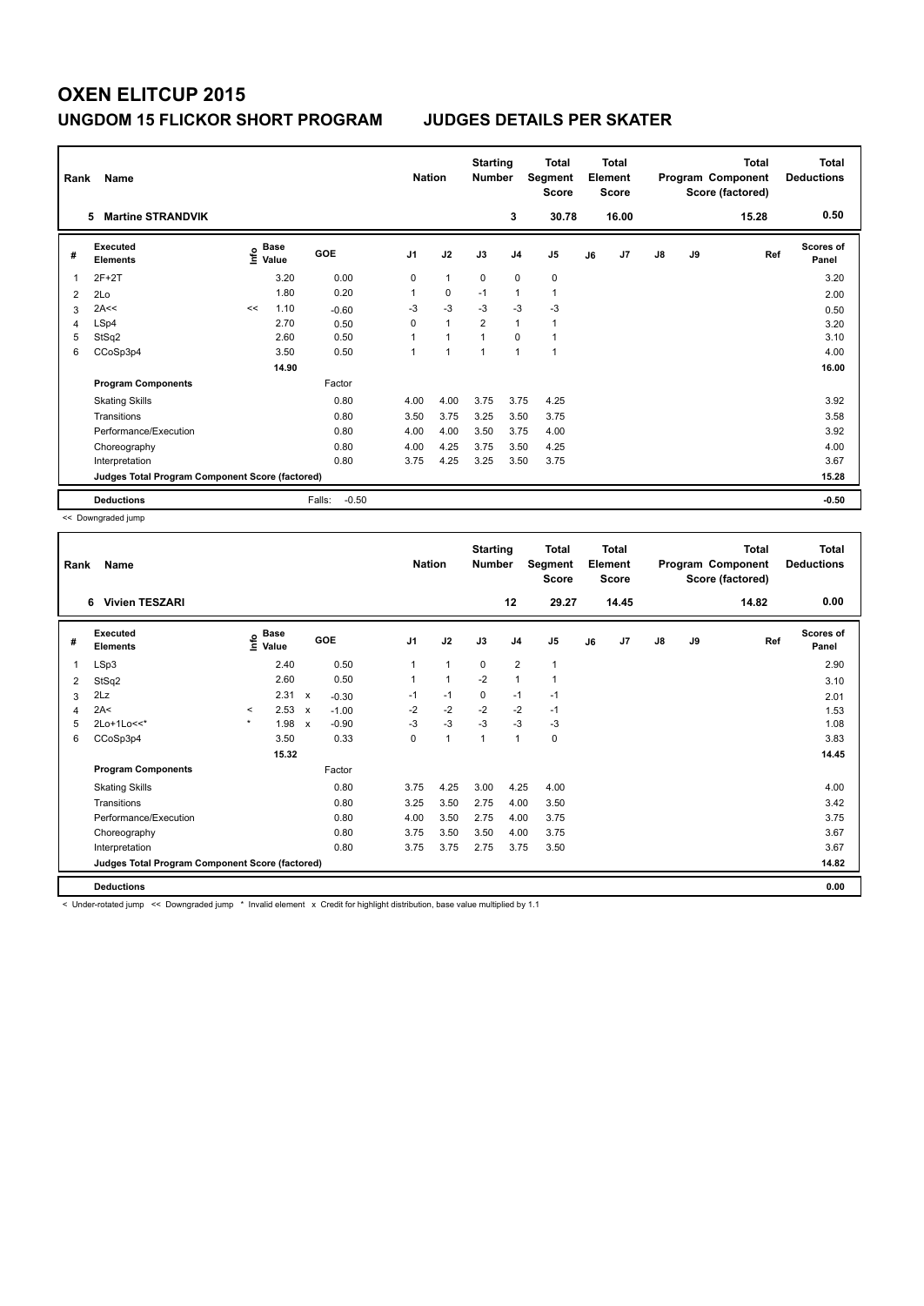# OXEN ELITCUP 2015

## UNGDOM 15 FLICKOR SHORT PROGRAM    JUDGES DETAILS PER SKATER

| Rank | Name | Nation | Starting Number | Total Segment Score | Total Element Score | Total Program Component Score (factored) | Total Deductions |
|---|---|---|---|---|---|---|---|
| 5 | Martine STRANDVIK | | 3 | 30.78 | 16.00 | 15.28 | 0.50 |

| # | Executed Elements | Info | Base Value | GOE | J1 | J2 | J3 | J4 | J5 | J6 | J7 | J8 | J9 | Ref | Scores of Panel |
|---|---|---|---|---|---|---|---|---|---|---|---|---|---|---|---|
| 1 | 2F+2T | | 3.20 | 0.00 | 0 | 1 | 0 | 0 | 0 | | | | | | 3.20 |
| 2 | 2Lo | | 1.80 | 0.20 | 1 | 0 | -1 | 1 | 1 | | | | | | 2.00 |
| 3 | 2A<< | << | 1.10 | -0.60 | -3 | -3 | -3 | -3 | -3 | | | | | | 0.50 |
| 4 | LSp4 | | 2.70 | 0.50 | 0 | 1 | 2 | 1 | 1 | | | | | | 3.20 |
| 5 | StSq2 | | 2.60 | 0.50 | 1 | 1 | 1 | 0 | 1 | | | | | | 3.10 |
| 6 | CCoSp3p4 | | 3.50 | 0.50 | 1 | 1 | 1 | 1 | 1 | | | | | | 4.00 |
| | | | 14.90 | | | | | | | | | | | | 16.00 |
| | **Program Components** | | | Factor | | | | | | | | | | | |
| | Skating Skills | | | 0.80 | 4.00 | 4.00 | 3.75 | 3.75 | 4.25 | | | | | | 3.92 |
| | Transitions | | | 0.80 | 3.50 | 3.75 | 3.25 | 3.50 | 3.75 | | | | | | 3.58 |
| | Performance/Execution | | | 0.80 | 4.00 | 4.00 | 3.50 | 3.75 | 4.00 | | | | | | 3.92 |
| | Choreography | | | 0.80 | 4.00 | 4.25 | 3.75 | 3.50 | 4.25 | | | | | | 4.00 |
| | Interpretation | | | 0.80 | 3.75 | 4.25 | 3.25 | 3.50 | 3.75 | | | | | | 3.67 |
| | **Judges Total Program Component Score (factored)** | | | | | | | | | | | | | | 15.28 |
| | **Deductions** | | | Falls: -0.50 | | | | | | | | | | | -0.50 |

<< Downgraded jump

| Rank | Name | Nation | Starting Number | Total Segment Score | Total Element Score | Total Program Component Score (factored) | Total Deductions |
|---|---|---|---|---|---|---|---|
| 6 | Vivien TESZARI | | 12 | 29.27 | 14.45 | 14.82 | 0.00 |

| # | Executed Elements | Info | Base Value | | GOE | J1 | J2 | J3 | J4 | J5 | J6 | J7 | J8 | J9 | Ref | Scores of Panel |
|---|---|---|---|---|---|---|---|---|---|---|---|---|---|---|---|---|
| 1 | LSp3 | | 2.40 | | 0.50 | 1 | 1 | 0 | 2 | 1 | | | | | | 2.90 |
| 2 | StSq2 | | 2.60 | | 0.50 | 1 | 1 | -2 | 1 | 1 | | | | | | 3.10 |
| 3 | 2Lz | | 2.31 | x | -0.30 | -1 | -1 | 0 | -1 | -1 | | | | | | 2.01 |
| 4 | 2A< | < | 2.53 | x | -1.00 | -2 | -2 | -2 | -2 | -1 | | | | | | 1.53 |
| 5 | 2Lo+1Lo<<* | * | 1.98 | x | -0.90 | -3 | -3 | -3 | -3 | -3 | | | | | | 1.08 |
| 6 | CCoSp3p4 | | 3.50 | | 0.33 | 0 | 1 | 1 | 1 | 0 | | | | | | 3.83 |
| | | | 15.32 | | | | | | | | | | | | | 14.45 |
| | **Program Components** | | | | Factor | | | | | | | | | | | |
| | Skating Skills | | | | 0.80 | 3.75 | 4.25 | 3.00 | 4.25 | 4.00 | | | | | | 4.00 |
| | Transitions | | | | 0.80 | 3.25 | 3.50 | 2.75 | 4.00 | 3.50 | | | | | | 3.42 |
| | Performance/Execution | | | | 0.80 | 4.00 | 3.50 | 2.75 | 4.00 | 3.75 | | | | | | 3.75 |
| | Choreography | | | | 0.80 | 3.75 | 3.50 | 3.50 | 4.00 | 3.75 | | | | | | 3.67 |
| | Interpretation | | | | 0.80 | 3.75 | 3.75 | 2.75 | 3.75 | 3.50 | | | | | | 3.67 |
| | **Judges Total Program Component Score (factored)** | | | | | | | | | | | | | | | 14.82 |
| | **Deductions** | | | | | | | | | | | | | | | 0.00 |

< Under-rotated jump << Downgraded jump * Invalid element x Credit for highlight distribution, base value multiplied by 1.1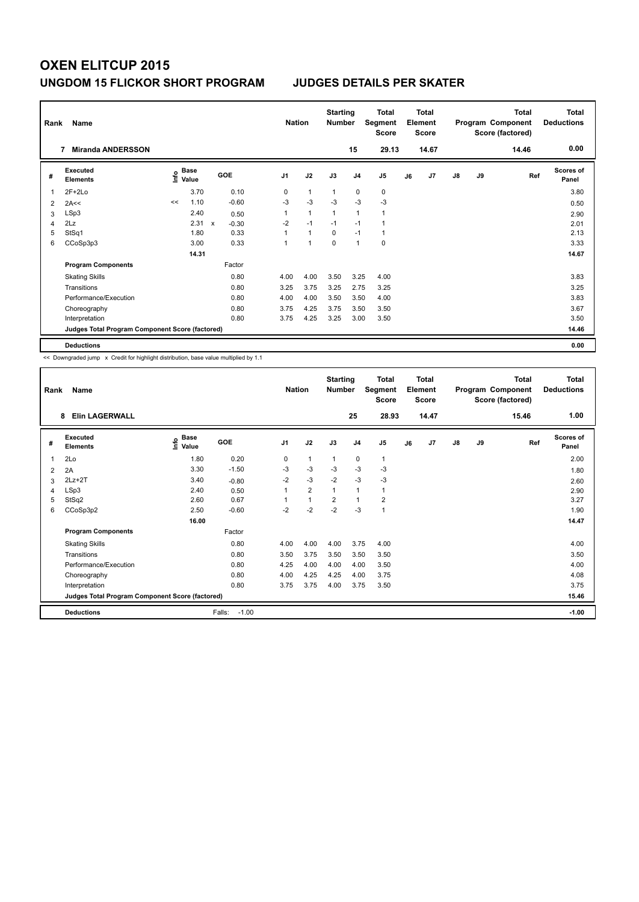# OXEN ELITCUP 2015

## UNGDOM 15 FLICKOR SHORT PROGRAM — JUDGES DETAILS PER SKATER

| Rank | Name | Nation | Starting Number | Total Segment Score | Total Element Score | Total Program Component Score (factored) | Total Deductions |
|---|---|---|---|---|---|---|---|
| 7 | Miranda ANDERSSON | | 15 | 29.13 | 14.67 | 14.46 | 0.00 |

| # | Executed Elements | Info | Base Value | | GOE | J1 | J2 | J3 | J4 | J5 | J6 | J7 | J8 | J9 | Ref | Scores of Panel |
|---|---|---|---|---|---|---|---|---|---|---|---|---|---|---|---|---|
| 1 | 2F+2Lo | | 3.70 | | 0.10 | 0 | 1 | 1 | 0 | 0 | | | | | | 3.80 |
| 2 | 2A<< | << | 1.10 | | -0.60 | -3 | -3 | -3 | -3 | -3 | | | | | | 0.50 |
| 3 | LSp3 | | 2.40 | | 0.50 | 1 | 1 | 1 | 1 | 1 | | | | | | 2.90 |
| 4 | 2Lz | | 2.31 | x | -0.30 | -2 | -1 | -1 | -1 | 1 | | | | | | 2.01 |
| 5 | StSq1 | | 1.80 | | 0.33 | 1 | 1 | 0 | -1 | 1 | | | | | | 2.13 |
| 6 | CCoSp3p3 | | 3.00 | | 0.33 | 1 | 1 | 0 | 1 | 0 | | | | | | 3.33 |
| | | | 14.31 | | | | | | | | | | | | | 14.67 |
| | **Program Components** | | | | Factor | | | | | | | | | | | |
| | Skating Skills | | | | 0.80 | 4.00 | 4.00 | 3.50 | 3.25 | 4.00 | | | | | | 3.83 |
| | Transitions | | | | 0.80 | 3.25 | 3.75 | 3.25 | 2.75 | 3.25 | | | | | | 3.25 |
| | Performance/Execution | | | | 0.80 | 4.00 | 4.00 | 3.50 | 3.50 | 4.00 | | | | | | 3.83 |
| | Choreography | | | | 0.80 | 3.75 | 4.25 | 3.75 | 3.50 | 3.50 | | | | | | 3.67 |
| | Interpretation | | | | 0.80 | 3.75 | 4.25 | 3.25 | 3.00 | 3.50 | | | | | | 3.50 |
| | **Judges Total Program Component Score (factored)** | | | | | | | | | | | | | | | 14.46 |
| | **Deductions** | | | | | | | | | | | | | | | 0.00 |

<< Downgraded jump x Credit for highlight distribution, base value multiplied by 1.1

| Rank | Name | Nation | Starting Number | Total Segment Score | Total Element Score | Total Program Component Score (factored) | Total Deductions |
|---|---|---|---|---|---|---|---|
| 8 | Elin LAGERWALL | | 25 | 28.93 | 14.47 | 15.46 | 1.00 |

| # | Executed Elements | Info | Base Value | GOE | J1 | J2 | J3 | J4 | J5 | J6 | J7 | J8 | J9 | Ref | Scores of Panel |
|---|---|---|---|---|---|---|---|---|---|---|---|---|---|---|---|
| 1 | 2Lo | | 1.80 | 0.20 | 0 | 1 | 1 | 0 | 1 | | | | | | 2.00 |
| 2 | 2A | | 3.30 | -1.50 | -3 | -3 | -3 | -3 | -3 | | | | | | 1.80 |
| 3 | 2Lz+2T | | 3.40 | -0.80 | -2 | -3 | -2 | -3 | -3 | | | | | | 2.60 |
| 4 | LSp3 | | 2.40 | 0.50 | 1 | 2 | 1 | 1 | 1 | | | | | | 2.90 |
| 5 | StSq2 | | 2.60 | 0.67 | 1 | 1 | 2 | 1 | 2 | | | | | | 3.27 |
| 6 | CCoSp3p2 | | 2.50 | -0.60 | -2 | -2 | -2 | -3 | 1 | | | | | | 1.90 |
| | | | 16.00 | | | | | | | | | | | | 14.47 |
| | **Program Components** | | | Factor | | | | | | | | | | | |
| | Skating Skills | | | 0.80 | 4.00 | 4.00 | 4.00 | 3.75 | 4.00 | | | | | | 4.00 |
| | Transitions | | | 0.80 | 3.50 | 3.75 | 3.50 | 3.50 | 3.50 | | | | | | 3.50 |
| | Performance/Execution | | | 0.80 | 4.25 | 4.00 | 4.00 | 4.00 | 3.50 | | | | | | 4.00 |
| | Choreography | | | 0.80 | 4.00 | 4.25 | 4.25 | 4.00 | 3.75 | | | | | | 4.08 |
| | Interpretation | | | 0.80 | 3.75 | 3.75 | 4.00 | 3.75 | 3.50 | | | | | | 3.75 |
| | **Judges Total Program Component Score (factored)** | | | | | | | | | | | | | | 15.46 |
| | **Deductions** | | | Falls: -1.00 | | | | | | | | | | | -1.00 |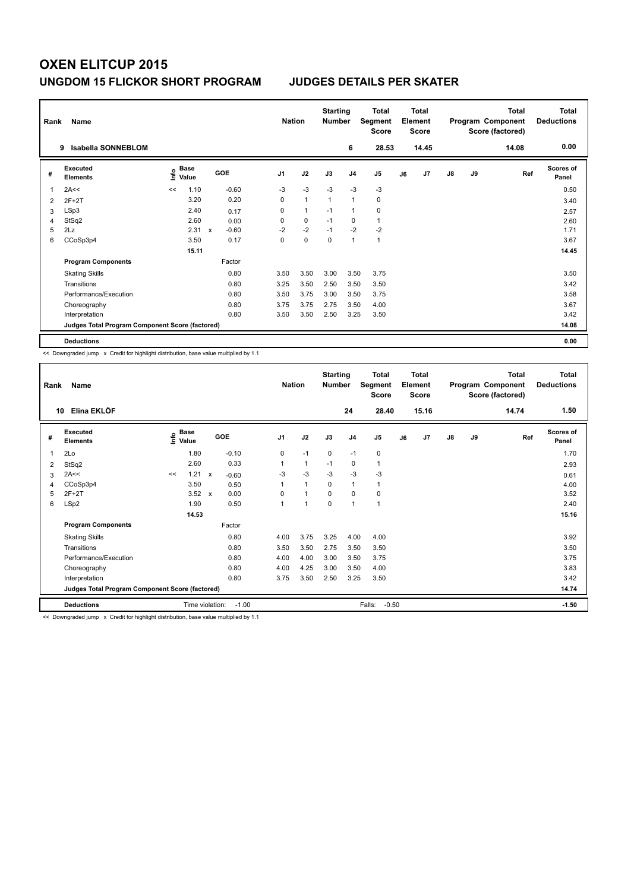# OXEN ELITCUP 2015

## UNGDOM 15 FLICKOR SHORT PROGRAM　　JUDGES DETAILS PER SKATER

| Rank | Name | Nation | Starting Number | Total Segment Score | Total Element Score | Total Program Component Score (factored) | Total Deductions |
|---|---|---|---|---|---|---|---|
| 9 | Isabella SONNEBLOM | | 6 | 28.53 | 14.45 | 14.08 | 0.00 |

| # | Executed Elements | Info | Base Value | | GOE | J1 | J2 | J3 | J4 | J5 | J6 | J7 | J8 | J9 | Ref | Scores of Panel |
|---|---|---|---|---|---|---|---|---|---|---|---|---|---|---|---|---|
| 1 | 2A<< | << | 1.10 | | -0.60 | -3 | -3 | -3 | -3 | -3 | | | | | | 0.50 |
| 2 | 2F+2T | | 3.20 | | 0.20 | 0 | 1 | 1 | 1 | 0 | | | | | | 3.40 |
| 3 | LSp3 | | 2.40 | | 0.17 | 0 | 1 | -1 | 1 | 0 | | | | | | 2.57 |
| 4 | StSq2 | | 2.60 | | 0.00 | 0 | 0 | -1 | 0 | 1 | | | | | | 2.60 |
| 5 | 2Lz | | 2.31 | x | -0.60 | -2 | -2 | -1 | -2 | -2 | | | | | | 1.71 |
| 6 | CCoSp3p4 | | 3.50 | | 0.17 | 0 | 0 | 0 | 1 | 1 | | | | | | 3.67 |
| | | | 15.11 | | | | | | | | | | | | | 14.45 |
| | **Program Components** | | | | Factor | | | | | | | | | | | |
| | Skating Skills | | | | 0.80 | 3.50 | 3.50 | 3.00 | 3.50 | 3.75 | | | | | | 3.50 |
| | Transitions | | | | 0.80 | 3.25 | 3.50 | 2.50 | 3.50 | 3.50 | | | | | | 3.42 |
| | Performance/Execution | | | | 0.80 | 3.50 | 3.75 | 3.00 | 3.50 | 3.75 | | | | | | 3.58 |
| | Choreography | | | | 0.80 | 3.75 | 3.75 | 2.75 | 3.50 | 4.00 | | | | | | 3.67 |
| | Interpretation | | | | 0.80 | 3.50 | 3.50 | 2.50 | 3.25 | 3.50 | | | | | | 3.42 |
| | **Judges Total Program Component Score (factored)** | | | | | | | | | | | | | | | 14.08 |
| | **Deductions** | | | | | | | | | | | | | | | 0.00 |

<< Downgraded jump　x Credit for highlight distribution, base value multiplied by 1.1

| Rank | Name | Nation | Starting Number | Total Segment Score | Total Element Score | Total Program Component Score (factored) | Total Deductions |
|---|---|---|---|---|---|---|---|
| 10 | Elina EKLÖF | | 24 | 28.40 | 15.16 | 14.74 | 1.50 |

| # | Executed Elements | Info | Base Value | | GOE | J1 | J2 | J3 | J4 | J5 | J6 | J7 | J8 | J9 | Ref | Scores of Panel |
|---|---|---|---|---|---|---|---|---|---|---|---|---|---|---|---|---|
| 1 | 2Lo | | 1.80 | | -0.10 | 0 | -1 | 0 | -1 | 0 | | | | | | 1.70 |
| 2 | StSq2 | | 2.60 | | 0.33 | 1 | 1 | -1 | 0 | 1 | | | | | | 2.93 |
| 3 | 2A<< | << | 1.21 | x | -0.60 | -3 | -3 | -3 | -3 | -3 | | | | | | 0.61 |
| 4 | CCoSp3p4 | | 3.50 | | 0.50 | 1 | 1 | 0 | 1 | 1 | | | | | | 4.00 |
| 5 | 2F+2T | | 3.52 | x | 0.00 | 0 | 1 | 0 | 0 | 0 | | | | | | 3.52 |
| 6 | LSp2 | | 1.90 | | 0.50 | 1 | 1 | 0 | 1 | 1 | | | | | | 2.40 |
| | | | 14.53 | | | | | | | | | | | | | 15.16 |
| | **Program Components** | | | | Factor | | | | | | | | | | | |
| | Skating Skills | | | | 0.80 | 4.00 | 3.75 | 3.25 | 4.00 | 4.00 | | | | | | 3.92 |
| | Transitions | | | | 0.80 | 3.50 | 3.50 | 2.75 | 3.50 | 3.50 | | | | | | 3.50 |
| | Performance/Execution | | | | 0.80 | 4.00 | 4.00 | 3.00 | 3.50 | 3.75 | | | | | | 3.75 |
| | Choreography | | | | 0.80 | 4.00 | 4.25 | 3.00 | 3.50 | 4.00 | | | | | | 3.83 |
| | Interpretation | | | | 0.80 | 3.75 | 3.50 | 2.50 | 3.25 | 3.50 | | | | | | 3.42 |
| | **Judges Total Program Component Score (factored)** | | | | | | | | | | | | | | | 14.74 |
| | **Deductions** | | Time violation: | | -1.00 | | | | | Falls: -0.50 | | | | | | -1.50 |

<< Downgraded jump　x Credit for highlight distribution, base value multiplied by 1.1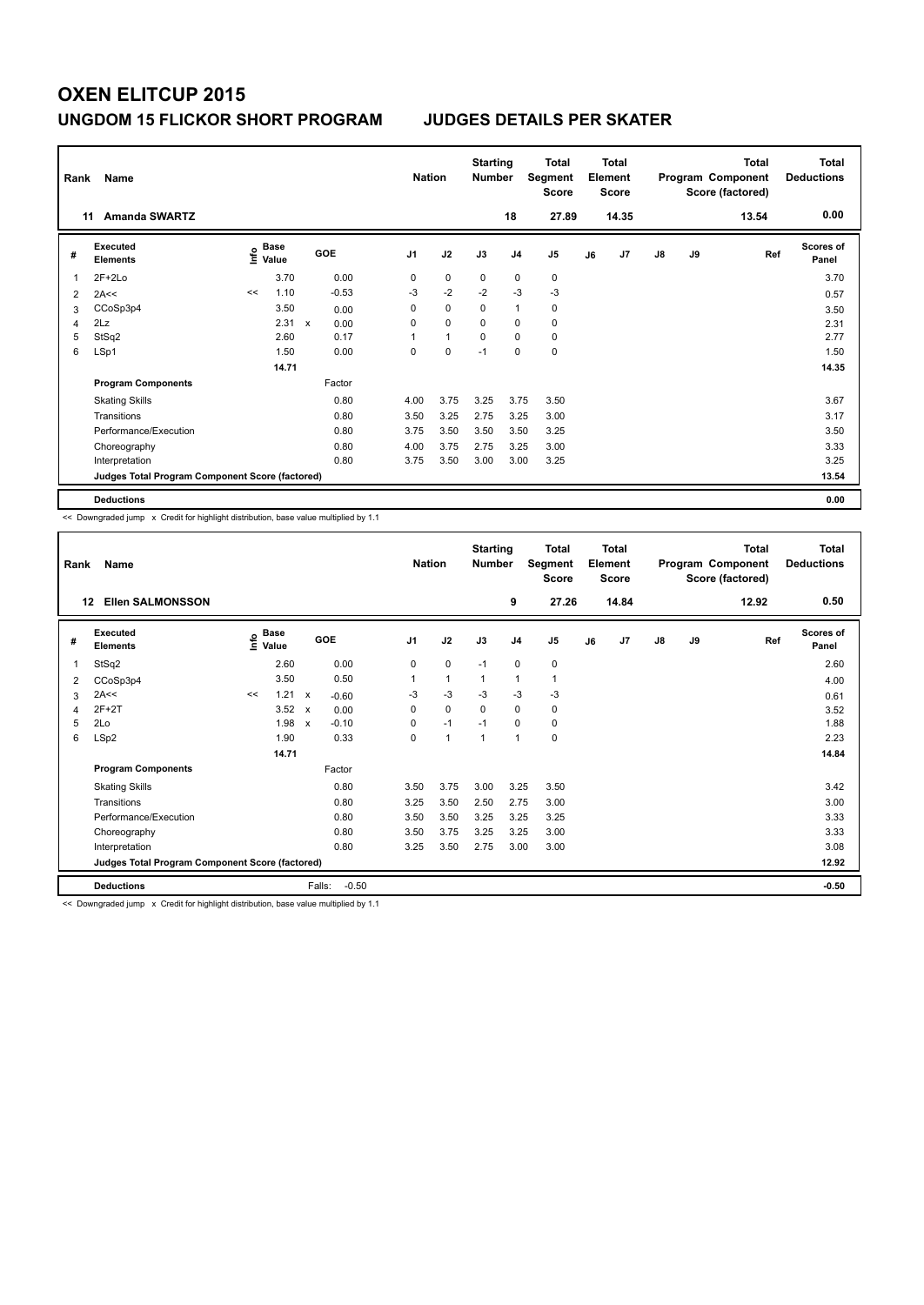# OXEN ELITCUP 2015

## UNGDOM 15 FLICKOR SHORT PROGRAM JUDGES DETAILS PER SKATER

| Rank | Name | Nation | Starting Number | Total Segment Score | Total Element Score | Total Program Component Score (factored) | Total Deductions |
|---|---|---|---|---|---|---|---|
| 11 | Amanda SWARTZ | | 18 | 27.89 | 14.35 | 13.54 | 0.00 |

| # | Executed Elements | Info | Base Value | | GOE | J1 | J2 | J3 | J4 | J5 | J6 | J7 | J8 | J9 | Ref | Scores of Panel |
|---|---|---|---|---|---|---|---|---|---|---|---|---|---|---|---|---|
| 1 | 2F+2Lo | | 3.70 | | 0.00 | 0 | 0 | 0 | 0 | 0 | | | | | | 3.70 |
| 2 | 2A<< | << | 1.10 | | -0.53 | -3 | -2 | -2 | -3 | -3 | | | | | | 0.57 |
| 3 | CCoSp3p4 | | 3.50 | | 0.00 | 0 | 0 | 0 | 1 | 0 | | | | | | 3.50 |
| 4 | 2Lz | | 2.31 | x | 0.00 | 0 | 0 | 0 | 0 | 0 | | | | | | 2.31 |
| 5 | StSq2 | | 2.60 | | 0.17 | 1 | 1 | 0 | 0 | 0 | | | | | | 2.77 |
| 6 | LSp1 | | 1.50 | | 0.00 | 0 | 0 | -1 | 0 | 0 | | | | | | 1.50 |
| | | | 14.71 | | | | | | | | | | | | | 14.35 |
| | **Program Components** | | | | Factor | | | | | | | | | | | |
| | Skating Skills | | | | 0.80 | 4.00 | 3.75 | 3.25 | 3.75 | 3.50 | | | | | | 3.67 |
| | Transitions | | | | 0.80 | 3.50 | 3.25 | 2.75 | 3.25 | 3.00 | | | | | | 3.17 |
| | Performance/Execution | | | | 0.80 | 3.75 | 3.50 | 3.50 | 3.50 | 3.25 | | | | | | 3.50 |
| | Choreography | | | | 0.80 | 4.00 | 3.75 | 2.75 | 3.25 | 3.00 | | | | | | 3.33 |
| | Interpretation | | | | 0.80 | 3.75 | 3.50 | 3.00 | 3.00 | 3.25 | | | | | | 3.25 |
| | **Judges Total Program Component Score (factored)** | | | | | | | | | | | | | | | 13.54 |
| | **Deductions** | | | | | | | | | | | | | | | 0.00 |

<< Downgraded jump x Credit for highlight distribution, base value multiplied by 1.1

| Rank | Name | Nation | Starting Number | Total Segment Score | Total Element Score | Total Program Component Score (factored) | Total Deductions |
|---|---|---|---|---|---|---|---|
| 12 | Ellen SALMONSSON | | 9 | 27.26 | 14.84 | 12.92 | 0.50 |

| # | Executed Elements | Info | Base Value | | GOE | J1 | J2 | J3 | J4 | J5 | J6 | J7 | J8 | J9 | Ref | Scores of Panel |
|---|---|---|---|---|---|---|---|---|---|---|---|---|---|---|---|---|
| 1 | StSq2 | | 2.60 | | 0.00 | 0 | 0 | -1 | 0 | 0 | | | | | | 2.60 |
| 2 | CCoSp3p4 | | 3.50 | | 0.50 | 1 | 1 | 1 | 1 | 1 | | | | | | 4.00 |
| 3 | 2A<< | << | 1.21 | x | -0.60 | -3 | -3 | -3 | -3 | -3 | | | | | | 0.61 |
| 4 | 2F+2T | | 3.52 | x | 0.00 | 0 | 0 | 0 | 0 | 0 | | | | | | 3.52 |
| 5 | 2Lo | | 1.98 | x | -0.10 | 0 | -1 | -1 | 0 | 0 | | | | | | 1.88 |
| 6 | LSp2 | | 1.90 | | 0.33 | 0 | 1 | 1 | 1 | 0 | | | | | | 2.23 |
| | | | 14.71 | | | | | | | | | | | | | 14.84 |
| | **Program Components** | | | | Factor | | | | | | | | | | | |
| | Skating Skills | | | | 0.80 | 3.50 | 3.75 | 3.00 | 3.25 | 3.50 | | | | | | 3.42 |
| | Transitions | | | | 0.80 | 3.25 | 3.50 | 2.50 | 2.75 | 3.00 | | | | | | 3.00 |
| | Performance/Execution | | | | 0.80 | 3.50 | 3.50 | 3.25 | 3.25 | 3.25 | | | | | | 3.33 |
| | Choreography | | | | 0.80 | 3.50 | 3.75 | 3.25 | 3.25 | 3.00 | | | | | | 3.33 |
| | Interpretation | | | | 0.80 | 3.25 | 3.50 | 2.75 | 3.00 | 3.00 | | | | | | 3.08 |
| | **Judges Total Program Component Score (factored)** | | | | | | | | | | | | | | | 12.92 |
| | **Deductions** | | | | Falls: -0.50 | | | | | | | | | | | -0.50 |

<< Downgraded jump x Credit for highlight distribution, base value multiplied by 1.1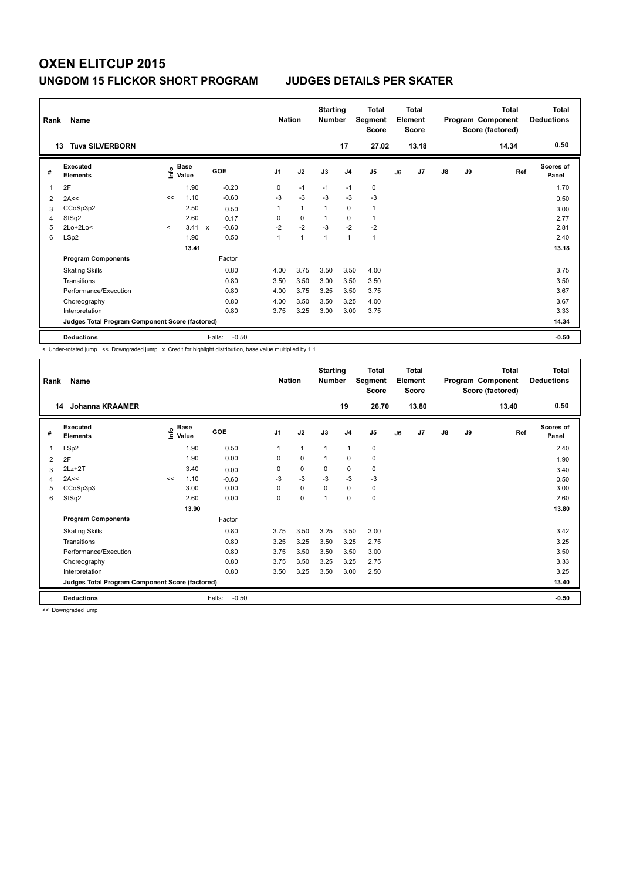# OXEN ELITCUP 2015

## UNGDOM 15 FLICKOR SHORT PROGRAM — JUDGES DETAILS PER SKATER

| Rank | Name | Nation | Starting Number | Total Segment Score | Total Element Score | Total Program Component Score (factored) | Total Deductions |
|---|---|---|---|---|---|---|---|
| 13 | Tuva SILVERBORN | | 17 | 27.02 | 13.18 | 14.34 | 0.50 |

| # | Executed Elements | Info | Base Value | | GOE | J1 | J2 | J3 | J4 | J5 | J6 | J7 | J8 | J9 | Ref | Scores of Panel |
|---|---|---|---|---|---|---|---|---|---|---|---|---|---|---|---|---|
| 1 | 2F | | 1.90 | | -0.20 | 0 | -1 | -1 | -1 | 0 | | | | | | 1.70 |
| 2 | 2A<< | << | 1.10 | | -0.60 | -3 | -3 | -3 | -3 | -3 | | | | | | 0.50 |
| 3 | CCoSp3p2 | | 2.50 | | 0.50 | 1 | 1 | 1 | 0 | 1 | | | | | | 3.00 |
| 4 | StSq2 | | 2.60 | | 0.17 | 0 | 0 | 1 | 0 | 1 | | | | | | 2.77 |
| 5 | 2Lo+2Lo< | < | 3.41 | x | -0.60 | -2 | -2 | -3 | -2 | -2 | | | | | | 2.81 |
| 6 | LSp2 | | 1.90 | | 0.50 | 1 | 1 | 1 | 1 | 1 | | | | | | 2.40 |
| | | | 13.41 | | | | | | | | | | | | | 13.18 |
| | **Program Components** | | | | Factor | | | | | | | | | | | |
| | Skating Skills | | | | 0.80 | 4.00 | 3.75 | 3.50 | 3.50 | 4.00 | | | | | | 3.75 |
| | Transitions | | | | 0.80 | 3.50 | 3.50 | 3.00 | 3.50 | 3.50 | | | | | | 3.50 |
| | Performance/Execution | | | | 0.80 | 4.00 | 3.75 | 3.25 | 3.50 | 3.75 | | | | | | 3.67 |
| | Choreography | | | | 0.80 | 4.00 | 3.50 | 3.50 | 3.25 | 4.00 | | | | | | 3.67 |
| | Interpretation | | | | 0.80 | 3.75 | 3.25 | 3.00 | 3.00 | 3.75 | | | | | | 3.33 |
| | **Judges Total Program Component Score (factored)** | | | | | | | | | | | | | | | 14.34 |
| | **Deductions** | | | | Falls: -0.50 | | | | | | | | | | | -0.50 |

< Under-rotated jump << Downgraded jump x Credit for highlight distribution, base value multiplied by 1.1

| Rank | Name | Nation | Starting Number | Total Segment Score | Total Element Score | Total Program Component Score (factored) | Total Deductions |
|---|---|---|---|---|---|---|---|
| 14 | Johanna KRAAMER | | 19 | 26.70 | 13.80 | 13.40 | 0.50 |

| # | Executed Elements | Info | Base Value | GOE | J1 | J2 | J3 | J4 | J5 | J6 | J7 | J8 | J9 | Ref | Scores of Panel |
|---|---|---|---|---|---|---|---|---|---|---|---|---|---|---|---|
| 1 | LSp2 | | 1.90 | 0.50 | 1 | 1 | 1 | 1 | 0 | | | | | | 2.40 |
| 2 | 2F | | 1.90 | 0.00 | 0 | 0 | 1 | 0 | 0 | | | | | | 1.90 |
| 3 | 2Lz+2T | | 3.40 | 0.00 | 0 | 0 | 0 | 0 | 0 | | | | | | 3.40 |
| 4 | 2A<< | << | 1.10 | -0.60 | -3 | -3 | -3 | -3 | -3 | | | | | | 0.50 |
| 5 | CCoSp3p3 | | 3.00 | 0.00 | 0 | 0 | 0 | 0 | 0 | | | | | | 3.00 |
| 6 | StSq2 | | 2.60 | 0.00 | 0 | 0 | 1 | 0 | 0 | | | | | | 2.60 |
| | | | 13.90 | | | | | | | | | | | | 13.80 |
| | **Program Components** | | | Factor | | | | | | | | | | | |
| | Skating Skills | | | 0.80 | 3.75 | 3.50 | 3.25 | 3.50 | 3.00 | | | | | | 3.42 |
| | Transitions | | | 0.80 | 3.25 | 3.25 | 3.50 | 3.25 | 2.75 | | | | | | 3.25 |
| | Performance/Execution | | | 0.80 | 3.75 | 3.50 | 3.50 | 3.50 | 3.00 | | | | | | 3.50 |
| | Choreography | | | 0.80 | 3.75 | 3.50 | 3.25 | 3.25 | 2.75 | | | | | | 3.33 |
| | Interpretation | | | 0.80 | 3.50 | 3.25 | 3.50 | 3.00 | 2.50 | | | | | | 3.25 |
| | **Judges Total Program Component Score (factored)** | | | | | | | | | | | | | | 13.40 |
| | **Deductions** | | | Falls: -0.50 | | | | | | | | | | | -0.50 |

<< Downgraded jump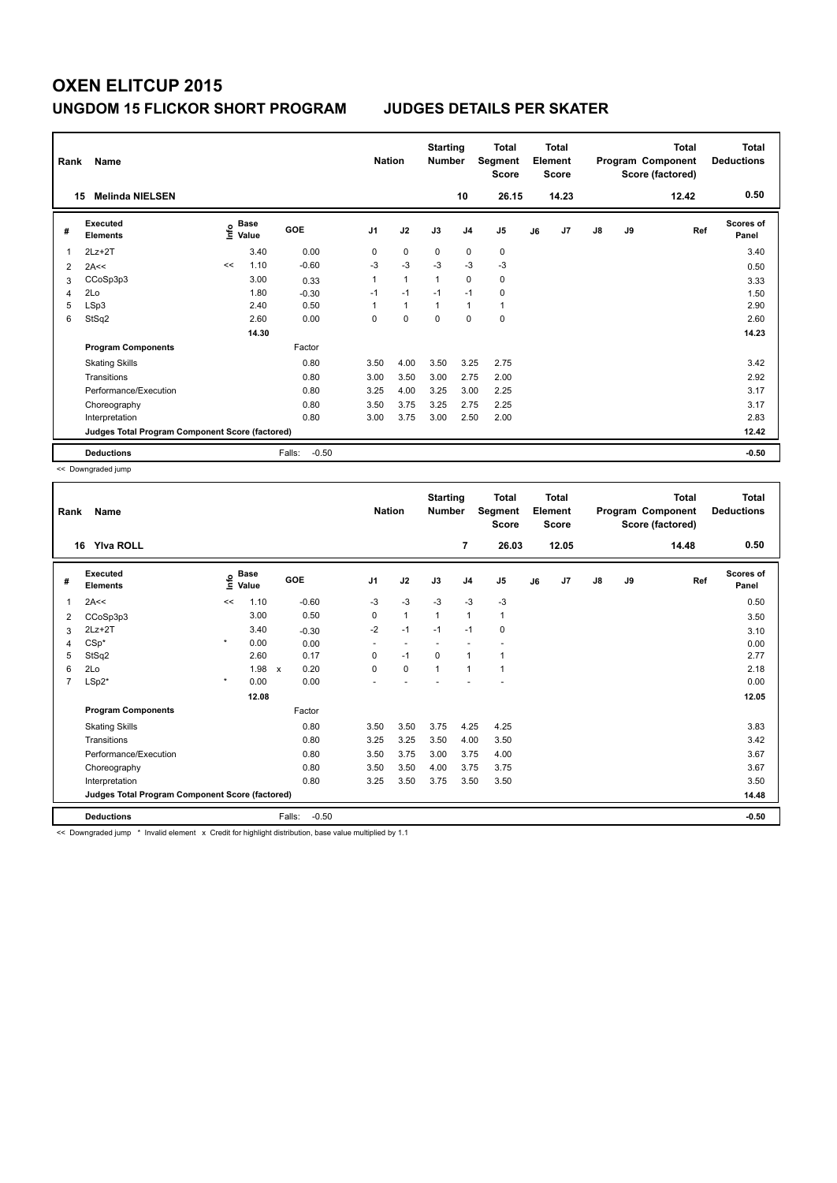# OXEN ELITCUP 2015

## UNGDOM 15 FLICKOR SHORT PROGRAM — JUDGES DETAILS PER SKATER

| Rank | Name | Nation | Starting Number | Total Segment Score | Total Element Score | Total Program Component Score (factored) | Total Deductions |
|---|---|---|---|---|---|---|---|
| 15 | Melinda NIELSEN | | 10 | 26.15 | 14.23 | 12.42 | 0.50 |

| # | Executed Elements | Info | Base Value | GOE | J1 | J2 | J3 | J4 | J5 | J6 | J7 | J8 | J9 | Ref | Scores of Panel |
|---|---|---|---|---|---|---|---|---|---|---|---|---|---|---|---|
| 1 | 2Lz+2T | | 3.40 | 0.00 | 0 | 0 | 0 | 0 | 0 | | | | | | 3.40 |
| 2 | 2A<< | << | 1.10 | -0.60 | -3 | -3 | -3 | -3 | -3 | | | | | | 0.50 |
| 3 | CCoSp3p3 | | 3.00 | 0.33 | 1 | 1 | 1 | 0 | 0 | | | | | | 3.33 |
| 4 | 2Lo | | 1.80 | -0.30 | -1 | -1 | -1 | -1 | 0 | | | | | | 1.50 |
| 5 | LSp3 | | 2.40 | 0.50 | 1 | 1 | 1 | 1 | 1 | | | | | | 2.90 |
| 6 | StSq2 | | 2.60 | 0.00 | 0 | 0 | 0 | 0 | 0 | | | | | | 2.60 |
| | | | 14.30 | | | | | | | | | | | | 14.23 |
| | **Program Components** | | | Factor | | | | | | | | | | | |
| | Skating Skills | | | 0.80 | 3.50 | 4.00 | 3.50 | 3.25 | 2.75 | | | | | | 3.42 |
| | Transitions | | | 0.80 | 3.00 | 3.50 | 3.00 | 2.75 | 2.00 | | | | | | 2.92 |
| | Performance/Execution | | | 0.80 | 3.25 | 4.00 | 3.25 | 3.00 | 2.25 | | | | | | 3.17 |
| | Choreography | | | 0.80 | 3.50 | 3.75 | 3.25 | 2.75 | 2.25 | | | | | | 3.17 |
| | Interpretation | | | 0.80 | 3.00 | 3.75 | 3.00 | 2.50 | 2.00 | | | | | | 2.83 |
| | Judges Total Program Component Score (factored) | | | | | | | | | | | | | | 12.42 |
| | **Deductions** | | | Falls: -0.50 | | | | | | | | | | | -0.50 |

<< Downgraded jump

| Rank | Name | Nation | Starting Number | Total Segment Score | Total Element Score | Total Program Component Score (factored) | Total Deductions |
|---|---|---|---|---|---|---|---|
| 16 | Ylva ROLL | | 7 | 26.03 | 12.05 | 14.48 | 0.50 |

| # | Executed Elements | Info | Base Value | GOE | J1 | J2 | J3 | J4 | J5 | J6 | J7 | J8 | J9 | Ref | Scores of Panel |
|---|---|---|---|---|---|---|---|---|---|---|---|---|---|---|---|
| 1 | 2A<< | << | 1.10 | -0.60 | -3 | -3 | -3 | -3 | -3 | | | | | | 0.50 |
| 2 | CCoSp3p3 | | 3.00 | 0.50 | 0 | 1 | 1 | 1 | 1 | | | | | | 3.50 |
| 3 | 2Lz+2T | | 3.40 | -0.30 | -2 | -1 | -1 | -1 | 0 | | | | | | 3.10 |
| 4 | CSp* | * | 0.00 | 0.00 | - | - | - | - | - | | | | | | 0.00 |
| 5 | StSq2 | | 2.60 | 0.17 | 0 | -1 | 0 | 1 | 1 | | | | | | 2.77 |
| 6 | 2Lo | | 1.98 x | 0.20 | 0 | 0 | 1 | 1 | 1 | | | | | | 2.18 |
| 7 | LSp2* | * | 0.00 | 0.00 | - | - | - | - | - | | | | | | 0.00 |
| | | | 12.08 | | | | | | | | | | | | 12.05 |
| | **Program Components** | | | Factor | | | | | | | | | | | |
| | Skating Skills | | | 0.80 | 3.50 | 3.50 | 3.75 | 4.25 | 4.25 | | | | | | 3.83 |
| | Transitions | | | 0.80 | 3.25 | 3.25 | 3.50 | 4.00 | 3.50 | | | | | | 3.42 |
| | Performance/Execution | | | 0.80 | 3.50 | 3.75 | 3.00 | 3.75 | 4.00 | | | | | | 3.67 |
| | Choreography | | | 0.80 | 3.50 | 3.50 | 4.00 | 3.75 | 3.75 | | | | | | 3.67 |
| | Interpretation | | | 0.80 | 3.25 | 3.50 | 3.75 | 3.50 | 3.50 | | | | | | 3.50 |
| | Judges Total Program Component Score (factored) | | | | | | | | | | | | | | 14.48 |
| | **Deductions** | | | Falls: -0.50 | | | | | | | | | | | -0.50 |

<< Downgraded jump * Invalid element x Credit for highlight distribution, base value multiplied by 1.1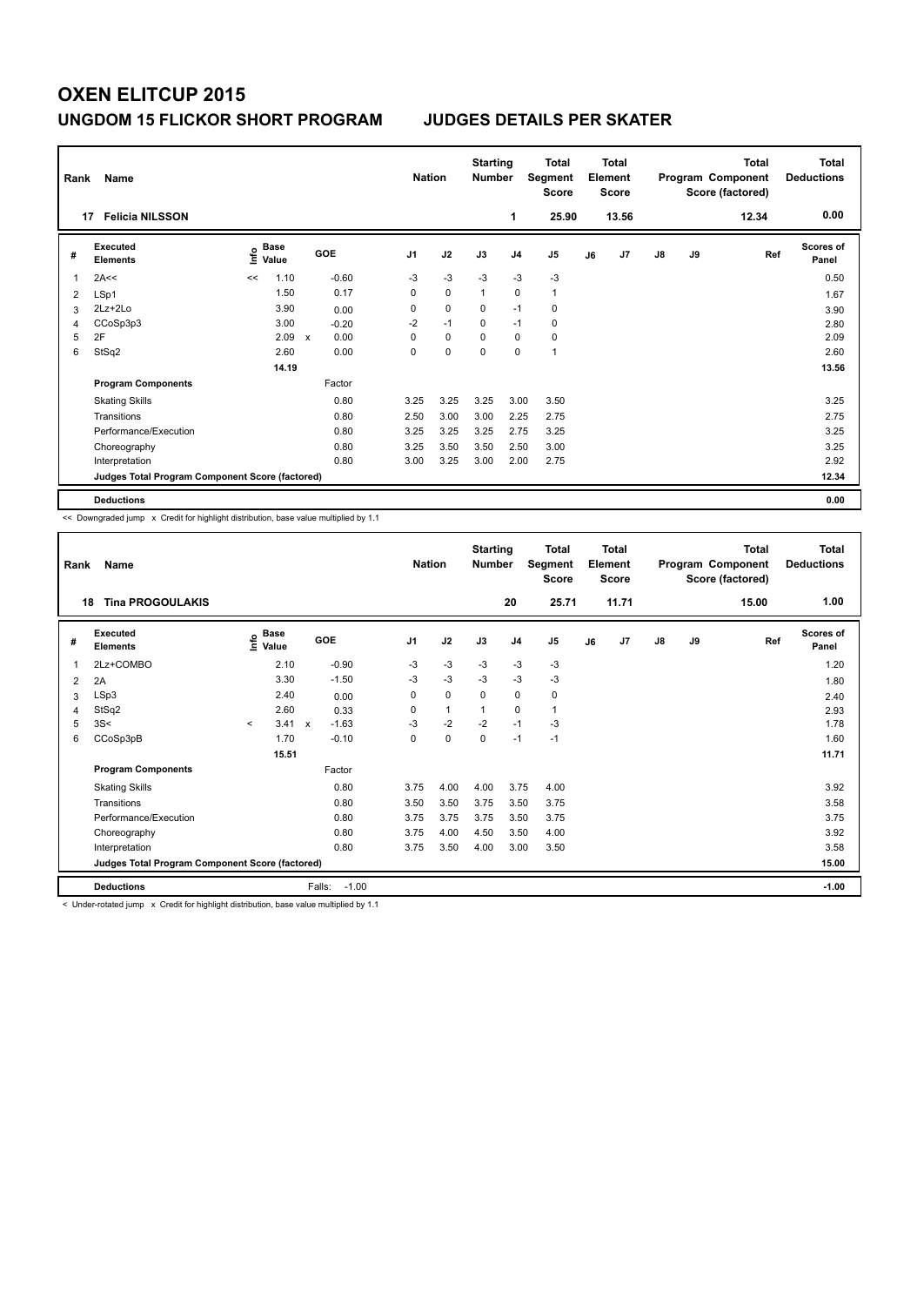# OXEN ELITCUP 2015

## UNGDOM 15 FLICKOR SHORT PROGRAM JUDGES DETAILS PER SKATER

| Rank | Name | Nation | Starting Number | Total Segment Score | Total Element Score | Total Program Component Score (factored) | Total Deductions |
|---|---|---|---|---|---|---|---|
| 17 | Felicia NILSSON | | 1 | 25.90 | 13.56 | 12.34 | 0.00 |

| # | Executed Elements | Info | Base Value | | GOE | J1 | J2 | J3 | J4 | J5 | J6 | J7 | J8 | J9 | Ref | Scores of Panel |
|---|---|---|---|---|---|---|---|---|---|---|---|---|---|---|---|---|
| 1 | 2A<< | << | 1.10 | | -0.60 | -3 | -3 | -3 | -3 | -3 | | | | | | 0.50 |
| 2 | LSp1 | | 1.50 | | 0.17 | 0 | 0 | 1 | 0 | 1 | | | | | | 1.67 |
| 3 | 2Lz+2Lo | | 3.90 | | 0.00 | 0 | 0 | 0 | -1 | 0 | | | | | | 3.90 |
| 4 | CCoSp3p3 | | 3.00 | | -0.20 | -2 | -1 | 0 | -1 | 0 | | | | | | 2.80 |
| 5 | 2F | | 2.09 | x | 0.00 | 0 | 0 | 0 | 0 | 0 | | | | | | 2.09 |
| 6 | StSq2 | | 2.60 | | 0.00 | 0 | 0 | 0 | 0 | 1 | | | | | | 2.60 |
| | | | 14.19 | | | | | | | | | | | | | 13.56 |
| | **Program Components** | | | | Factor | | | | | | | | | | | |
| | Skating Skills | | | | 0.80 | 3.25 | 3.25 | 3.25 | 3.00 | 3.50 | | | | | | 3.25 |
| | Transitions | | | | 0.80 | 2.50 | 3.00 | 3.00 | 2.25 | 2.75 | | | | | | 2.75 |
| | Performance/Execution | | | | 0.80 | 3.25 | 3.25 | 3.25 | 2.75 | 3.25 | | | | | | 3.25 |
| | Choreography | | | | 0.80 | 3.25 | 3.50 | 3.50 | 2.50 | 3.00 | | | | | | 3.25 |
| | Interpretation | | | | 0.80 | 3.00 | 3.25 | 3.00 | 2.00 | 2.75 | | | | | | 2.92 |
| | **Judges Total Program Component Score (factored)** | | | | | | | | | | | | | | | 12.34 |
| | **Deductions** | | | | | | | | | | | | | | | 0.00 |

<< Downgraded jump x Credit for highlight distribution, base value multiplied by 1.1

| Rank | Name | Nation | Starting Number | Total Segment Score | Total Element Score | Total Program Component Score (factored) | Total Deductions |
|---|---|---|---|---|---|---|---|
| 18 | Tina PROGOULAKIS | | 20 | 25.71 | 11.71 | 15.00 | 1.00 |

| # | Executed Elements | Info | Base Value | | GOE | J1 | J2 | J3 | J4 | J5 | J6 | J7 | J8 | J9 | Ref | Scores of Panel |
|---|---|---|---|---|---|---|---|---|---|---|---|---|---|---|---|---|
| 1 | 2Lz+COMBO | | 2.10 | | -0.90 | -3 | -3 | -3 | -3 | -3 | | | | | | 1.20 |
| 2 | 2A | | 3.30 | | -1.50 | -3 | -3 | -3 | -3 | -3 | | | | | | 1.80 |
| 3 | LSp3 | | 2.40 | | 0.00 | 0 | 0 | 0 | 0 | 0 | | | | | | 2.40 |
| 4 | StSq2 | | 2.60 | | 0.33 | 0 | 1 | 1 | 0 | 1 | | | | | | 2.93 |
| 5 | 3S< | < | 3.41 | x | -1.63 | -3 | -2 | -2 | -1 | -3 | | | | | | 1.78 |
| 6 | CCoSp3pB | | 1.70 | | -0.10 | 0 | 0 | 0 | -1 | -1 | | | | | | 1.60 |
| | | | 15.51 | | | | | | | | | | | | | 11.71 |
| | **Program Components** | | | | Factor | | | | | | | | | | | |
| | Skating Skills | | | | 0.80 | 3.75 | 4.00 | 4.00 | 3.75 | 4.00 | | | | | | 3.92 |
| | Transitions | | | | 0.80 | 3.50 | 3.50 | 3.75 | 3.50 | 3.75 | | | | | | 3.58 |
| | Performance/Execution | | | | 0.80 | 3.75 | 3.75 | 3.75 | 3.50 | 3.75 | | | | | | 3.75 |
| | Choreography | | | | 0.80 | 3.75 | 4.00 | 4.50 | 3.50 | 4.00 | | | | | | 3.92 |
| | Interpretation | | | | 0.80 | 3.75 | 3.50 | 4.00 | 3.00 | 3.50 | | | | | | 3.58 |
| | **Judges Total Program Component Score (factored)** | | | | | | | | | | | | | | | 15.00 |
| | **Deductions** | | | | Falls: -1.00 | | | | | | | | | | | -1.00 |

< Under-rotated jump x Credit for highlight distribution, base value multiplied by 1.1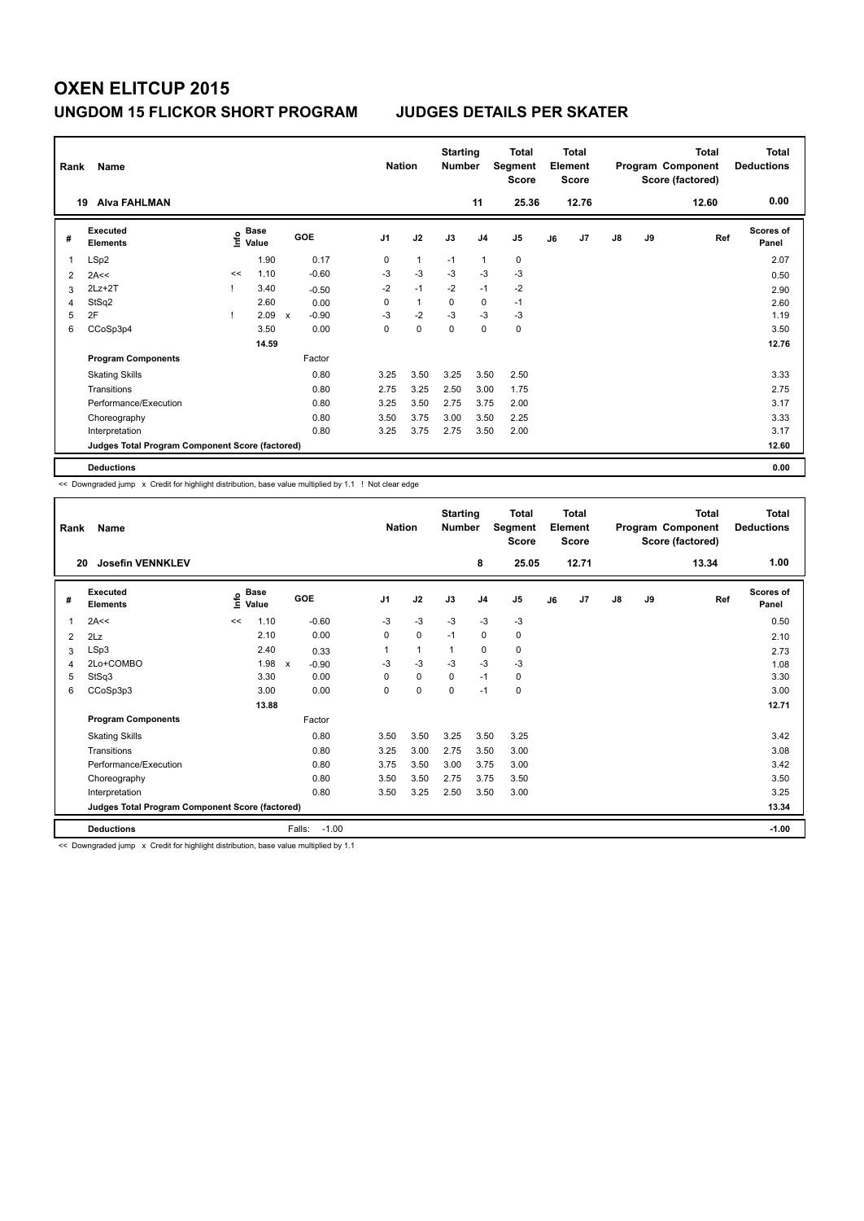# OXEN ELITCUP 2015

## UNGDOM 15 FLICKOR SHORT PROGRAM JUDGES DETAILS PER SKATER

| Rank | Name | Nation | Starting Number | Total Segment Score | Total Element Score | Total Program Component Score (factored) | Total Deductions |
|---|---|---|---|---|---|---|---|
| 19 | Alva FAHLMAN | | 11 | 25.36 | 12.76 | 12.60 | 0.00 |

| # | Executed Elements | Info | Base Value | | GOE | J1 | J2 | J3 | J4 | J5 | J6 | J7 | J8 | J9 | Ref | Scores of Panel |
|---|---|---|---|---|---|---|---|---|---|---|---|---|---|---|---|---|
| 1 | LSp2 | | 1.90 | | 0.17 | 0 | 1 | -1 | 1 | 0 | | | | | | 2.07 |
| 2 | 2A<< | << | 1.10 | | -0.60 | -3 | -3 | -3 | -3 | -3 | | | | | | 0.50 |
| 3 | 2Lz+2T | ! | 3.40 | | -0.50 | -2 | -1 | -2 | -1 | -2 | | | | | | 2.90 |
| 4 | StSq2 | | 2.60 | | 0.00 | 0 | 1 | 0 | 0 | -1 | | | | | | 2.60 |
| 5 | 2F | ! | 2.09 | x | -0.90 | -3 | -2 | -3 | -3 | -3 | | | | | | 1.19 |
| 6 | CCoSp3p4 | | 3.50 | | 0.00 | 0 | 0 | 0 | 0 | 0 | | | | | | 3.50 |
| | | | 14.59 | | | | | | | | | | | | | 12.76 |
| | **Program Components** | | | | Factor | | | | | | | | | | | |
| | Skating Skills | | | | 0.80 | 3.25 | 3.50 | 3.25 | 3.50 | 2.50 | | | | | | 3.33 |
| | Transitions | | | | 0.80 | 2.75 | 3.25 | 2.50 | 3.00 | 1.75 | | | | | | 2.75 |
| | Performance/Execution | | | | 0.80 | 3.25 | 3.50 | 2.75 | 3.75 | 2.00 | | | | | | 3.17 |
| | Choreography | | | | 0.80 | 3.50 | 3.75 | 3.00 | 3.50 | 2.25 | | | | | | 3.33 |
| | Interpretation | | | | 0.80 | 3.25 | 3.75 | 2.75 | 3.50 | 2.00 | | | | | | 3.17 |
| | **Judges Total Program Component Score (factored)** | | | | | | | | | | | | | | | 12.60 |
| | **Deductions** | | | | | | | | | | | | | | | 0.00 |

<< Downgraded jump x Credit for highlight distribution, base value multiplied by 1.1 ! Not clear edge

| Rank | Name | Nation | Starting Number | Total Segment Score | Total Element Score | Total Program Component Score (factored) | Total Deductions |
|---|---|---|---|---|---|---|---|
| 20 | Josefin VENNKLEV | | 8 | 25.05 | 12.71 | 13.34 | 1.00 |

| # | Executed Elements | Info | Base Value | | GOE | J1 | J2 | J3 | J4 | J5 | J6 | J7 | J8 | J9 | Ref | Scores of Panel |
|---|---|---|---|---|---|---|---|---|---|---|---|---|---|---|---|---|
| 1 | 2A<< | << | 1.10 | | -0.60 | -3 | -3 | -3 | -3 | -3 | | | | | | 0.50 |
| 2 | 2Lz | | 2.10 | | 0.00 | 0 | 0 | -1 | 0 | 0 | | | | | | 2.10 |
| 3 | LSp3 | | 2.40 | | 0.33 | 1 | 1 | 1 | 0 | 0 | | | | | | 2.73 |
| 4 | 2Lo+COMBO | | 1.98 | x | -0.90 | -3 | -3 | -3 | -3 | -3 | | | | | | 1.08 |
| 5 | StSq3 | | 3.30 | | 0.00 | 0 | 0 | 0 | -1 | 0 | | | | | | 3.30 |
| 6 | CCoSp3p3 | | 3.00 | | 0.00 | 0 | 0 | 0 | -1 | 0 | | | | | | 3.00 |
| | | | 13.88 | | | | | | | | | | | | | 12.71 |
| | **Program Components** | | | | Factor | | | | | | | | | | | |
| | Skating Skills | | | | 0.80 | 3.50 | 3.50 | 3.25 | 3.50 | 3.25 | | | | | | 3.42 |
| | Transitions | | | | 0.80 | 3.25 | 3.00 | 2.75 | 3.50 | 3.00 | | | | | | 3.08 |
| | Performance/Execution | | | | 0.80 | 3.75 | 3.50 | 3.00 | 3.75 | 3.00 | | | | | | 3.42 |
| | Choreography | | | | 0.80 | 3.50 | 3.50 | 2.75 | 3.75 | 3.50 | | | | | | 3.50 |
| | Interpretation | | | | 0.80 | 3.50 | 3.25 | 2.50 | 3.50 | 3.00 | | | | | | 3.25 |
| | **Judges Total Program Component Score (factored)** | | | | | | | | | | | | | | | 13.34 |
| | **Deductions** | | | Falls: | -1.00 | | | | | | | | | | | -1.00 |

<< Downgraded jump x Credit for highlight distribution, base value multiplied by 1.1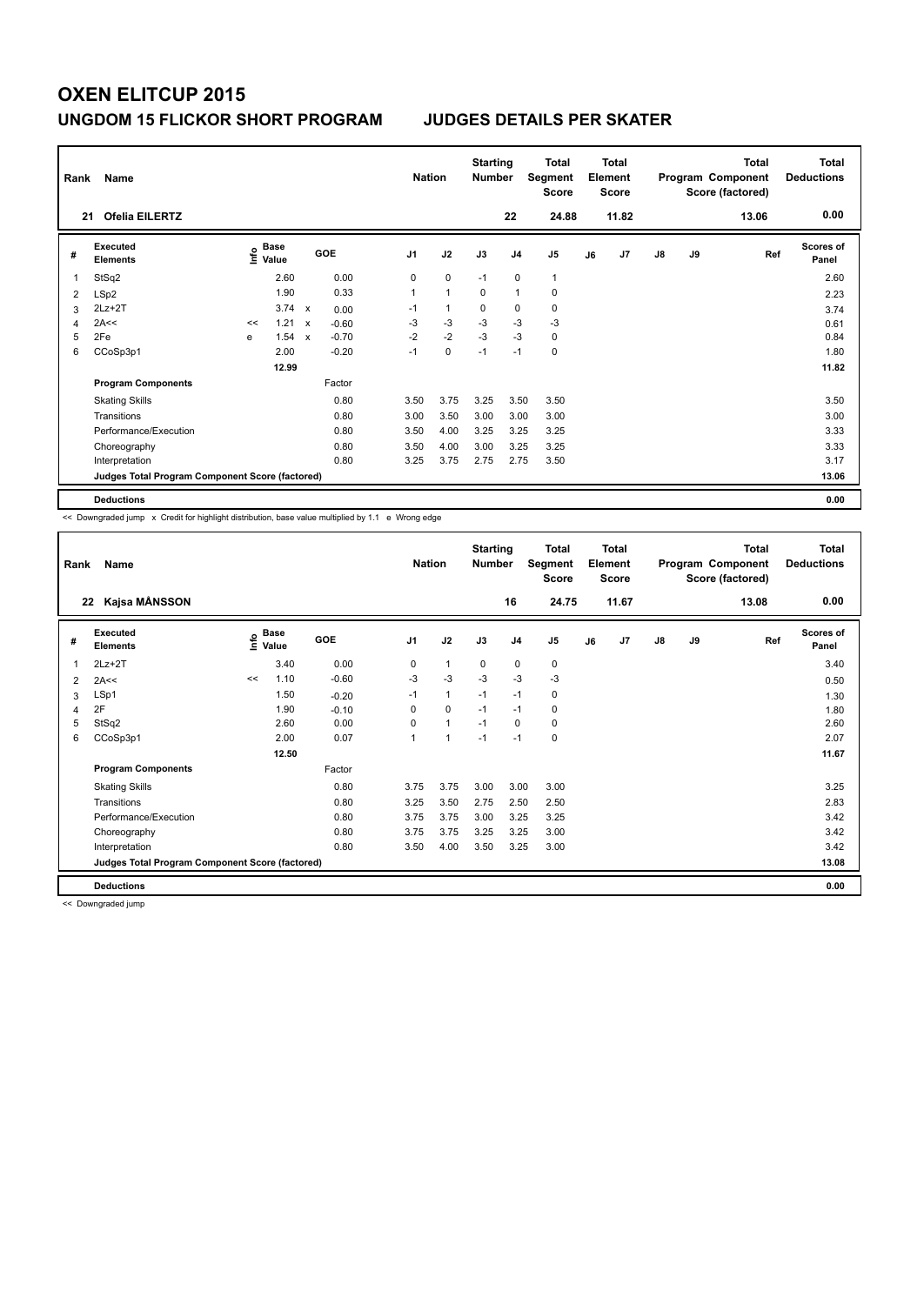# OXEN ELITCUP 2015

## UNGDOM 15 FLICKOR SHORT PROGRAM    JUDGES DETAILS PER SKATER

| Rank | Name | Nation | Starting Number | Total Segment Score | Total Element Score | Total Program Component Score (factored) | Total Deductions |
|---|---|---|---|---|---|---|---|
| 21 | Ofelia EILERTZ | | 22 | 24.88 | 11.82 | 13.06 | 0.00 |

| # | Executed Elements | Info | Base Value | | GOE | J1 | J2 | J3 | J4 | J5 | J6 | J7 | J8 | J9 | Ref | Scores of Panel |
|---|---|---|---|---|---|---|---|---|---|---|---|---|---|---|---|---|
| 1 | StSq2 | | 2.60 | | 0.00 | 0 | 0 | -1 | 0 | 1 | | | | | | 2.60 |
| 2 | LSp2 | | 1.90 | | 0.33 | 1 | 1 | 0 | 1 | 0 | | | | | | 2.23 |
| 3 | 2Lz+2T | | 3.74 | x | 0.00 | -1 | 1 | 0 | 0 | 0 | | | | | | 3.74 |
| 4 | 2A<< | << | 1.21 | x | -0.60 | -3 | -3 | -3 | -3 | -3 | | | | | | 0.61 |
| 5 | 2Fe | e | 1.54 | x | -0.70 | -2 | -2 | -3 | -3 | 0 | | | | | | 0.84 |
| 6 | CCoSp3p1 | | 2.00 | | -0.20 | -1 | 0 | -1 | -1 | 0 | | | | | | 1.80 |
| | | | 12.99 | | | | | | | | | | | | | 11.82 |
| | **Program Components** | | | | Factor | | | | | | | | | | | |
| | Skating Skills | | | | 0.80 | 3.50 | 3.75 | 3.25 | 3.50 | 3.50 | | | | | | 3.50 |
| | Transitions | | | | 0.80 | 3.00 | 3.50 | 3.00 | 3.00 | 3.00 | | | | | | 3.00 |
| | Performance/Execution | | | | 0.80 | 3.50 | 4.00 | 3.25 | 3.25 | 3.25 | | | | | | 3.33 |
| | Choreography | | | | 0.80 | 3.50 | 4.00 | 3.00 | 3.25 | 3.25 | | | | | | 3.33 |
| | Interpretation | | | | 0.80 | 3.25 | 3.75 | 2.75 | 2.75 | 3.50 | | | | | | 3.17 |
| | Judges Total Program Component Score (factored) | | | | | | | | | | | | | | | 13.06 |
| | **Deductions** | | | | | | | | | | | | | | | 0.00 |

<< Downgraded jump x Credit for highlight distribution, base value multiplied by 1.1 e Wrong edge

| Rank | Name | Nation | Starting Number | Total Segment Score | Total Element Score | Total Program Component Score (factored) | Total Deductions |
|---|---|---|---|---|---|---|---|
| 22 | Kajsa MÅNSSON | | 16 | 24.75 | 11.67 | 13.08 | 0.00 |

| # | Executed Elements | Info | Base Value | GOE | J1 | J2 | J3 | J4 | J5 | J6 | J7 | J8 | J9 | Ref | Scores of Panel |
|---|---|---|---|---|---|---|---|---|---|---|---|---|---|---|---|
| 1 | 2Lz+2T | | 3.40 | 0.00 | 0 | 1 | 0 | 0 | 0 | | | | | | 3.40 |
| 2 | 2A<< | << | 1.10 | -0.60 | -3 | -3 | -3 | -3 | -3 | | | | | | 0.50 |
| 3 | LSp1 | | 1.50 | -0.20 | -1 | 1 | -1 | -1 | 0 | | | | | | 1.30 |
| 4 | 2F | | 1.90 | -0.10 | 0 | 0 | -1 | -1 | 0 | | | | | | 1.80 |
| 5 | StSq2 | | 2.60 | 0.00 | 0 | 1 | -1 | 0 | 0 | | | | | | 2.60 |
| 6 | CCoSp3p1 | | 2.00 | 0.07 | 1 | 1 | -1 | -1 | 0 | | | | | | 2.07 |
| | | | 12.50 | | | | | | | | | | | | 11.67 |
| | **Program Components** | | | Factor | | | | | | | | | | | |
| | Skating Skills | | | 0.80 | 3.75 | 3.75 | 3.00 | 3.00 | 3.00 | | | | | | 3.25 |
| | Transitions | | | 0.80 | 3.25 | 3.50 | 2.75 | 2.50 | 2.50 | | | | | | 2.83 |
| | Performance/Execution | | | 0.80 | 3.75 | 3.75 | 3.00 | 3.25 | 3.25 | | | | | | 3.42 |
| | Choreography | | | 0.80 | 3.75 | 3.75 | 3.25 | 3.25 | 3.00 | | | | | | 3.42 |
| | Interpretation | | | 0.80 | 3.50 | 4.00 | 3.50 | 3.25 | 3.00 | | | | | | 3.42 |
| | Judges Total Program Component Score (factored) | | | | | | | | | | | | | | 13.08 |
| | **Deductions** | | | | | | | | | | | | | | 0.00 |

<< Downgraded jump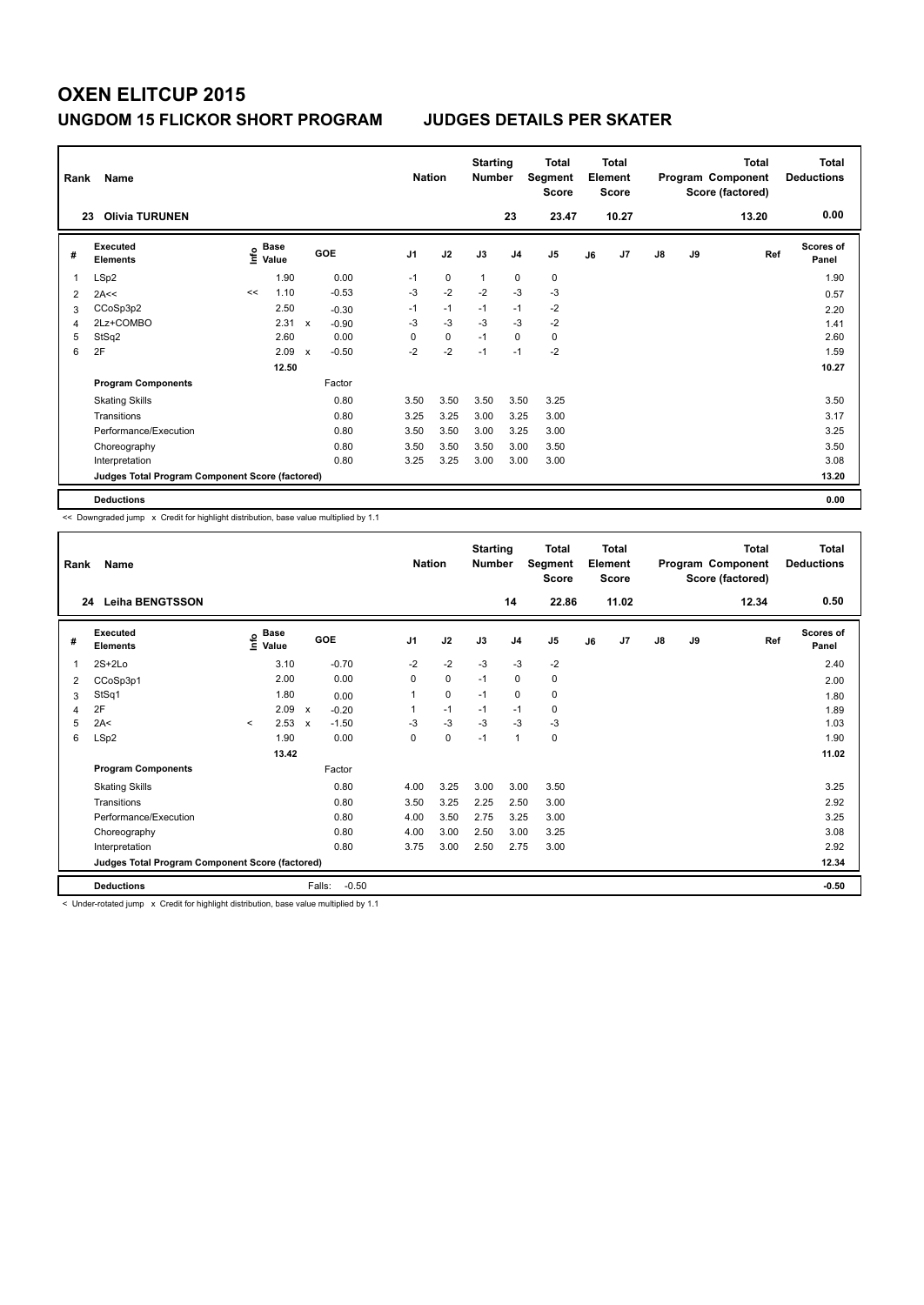# OXEN ELITCUP 2015

## UNGDOM 15 FLICKOR SHORT PROGRAM — JUDGES DETAILS PER SKATER

| Rank | Name | Nation | Starting Number | Total Segment Score | Total Element Score | Total Program Component Score (factored) | Total Deductions |
|---|---|---|---|---|---|---|---|
| 23 | Olivia TURUNEN | | 23 | 23.47 | 10.27 | 13.20 | 0.00 |

| # | Executed Elements | Info | Base Value | | GOE | J1 | J2 | J3 | J4 | J5 | J6 | J7 | J8 | J9 | Ref | Scores of Panel |
|---|---|---|---|---|---|---|---|---|---|---|---|---|---|---|---|---|
| 1 | LSp2 | | 1.90 | | 0.00 | -1 | 0 | 1 | 0 | 0 | | | | | | 1.90 |
| 2 | 2A<< | << | 1.10 | | -0.53 | -3 | -2 | -2 | -3 | -3 | | | | | | 0.57 |
| 3 | CCoSp3p2 | | 2.50 | | -0.30 | -1 | -1 | -1 | -1 | -2 | | | | | | 2.20 |
| 4 | 2Lz+COMBO | | 2.31 | x | -0.90 | -3 | -3 | -3 | -3 | -2 | | | | | | 1.41 |
| 5 | StSq2 | | 2.60 | | 0.00 | 0 | 0 | -1 | 0 | 0 | | | | | | 2.60 |
| 6 | 2F | | 2.09 | x | -0.50 | -2 | -2 | -1 | -1 | -2 | | | | | | 1.59 |
| | | | 12.50 | | | | | | | | | | | | | 10.27 |
| | **Program Components** | | | | Factor | | | | | | | | | | | |
| | Skating Skills | | | | 0.80 | 3.50 | 3.50 | 3.50 | 3.50 | 3.25 | | | | | | 3.50 |
| | Transitions | | | | 0.80 | 3.25 | 3.25 | 3.00 | 3.25 | 3.00 | | | | | | 3.17 |
| | Performance/Execution | | | | 0.80 | 3.50 | 3.50 | 3.00 | 3.25 | 3.00 | | | | | | 3.25 |
| | Choreography | | | | 0.80 | 3.50 | 3.50 | 3.50 | 3.00 | 3.50 | | | | | | 3.50 |
| | Interpretation | | | | 0.80 | 3.25 | 3.25 | 3.00 | 3.00 | 3.00 | | | | | | 3.08 |
| | Judges Total Program Component Score (factored) | | | | | | | | | | | | | | | 13.20 |
| | **Deductions** | | | | | | | | | | | | | | | 0.00 |

<< Downgraded jump x Credit for highlight distribution, base value multiplied by 1.1

| Rank | Name | Nation | Starting Number | Total Segment Score | Total Element Score | Total Program Component Score (factored) | Total Deductions |
|---|---|---|---|---|---|---|---|
| 24 | Leiha BENGTSSON | | 14 | 22.86 | 11.02 | 12.34 | 0.50 |

| # | Executed Elements | Info | Base Value | | GOE | J1 | J2 | J3 | J4 | J5 | J6 | J7 | J8 | J9 | Ref | Scores of Panel |
|---|---|---|---|---|---|---|---|---|---|---|---|---|---|---|---|---|
| 1 | 2S+2Lo | | 3.10 | | -0.70 | -2 | -2 | -3 | -3 | -2 | | | | | | 2.40 |
| 2 | CCoSp3p1 | | 2.00 | | 0.00 | 0 | 0 | -1 | 0 | 0 | | | | | | 2.00 |
| 3 | StSq1 | | 1.80 | | 0.00 | 1 | 0 | -1 | 0 | 0 | | | | | | 1.80 |
| 4 | 2F | | 2.09 | x | -0.20 | 1 | -1 | -1 | -1 | 0 | | | | | | 1.89 |
| 5 | 2A< | < | 2.53 | x | -1.50 | -3 | -3 | -3 | -3 | -3 | | | | | | 1.03 |
| 6 | LSp2 | | 1.90 | | 0.00 | 0 | 0 | -1 | 1 | 0 | | | | | | 1.90 |
| | | | 13.42 | | | | | | | | | | | | | 11.02 |
| | **Program Components** | | | | Factor | | | | | | | | | | | |
| | Skating Skills | | | | 0.80 | 4.00 | 3.25 | 3.00 | 3.00 | 3.50 | | | | | | 3.25 |
| | Transitions | | | | 0.80 | 3.50 | 3.25 | 2.25 | 2.50 | 3.00 | | | | | | 2.92 |
| | Performance/Execution | | | | 0.80 | 4.00 | 3.50 | 2.75 | 3.25 | 3.00 | | | | | | 3.25 |
| | Choreography | | | | 0.80 | 4.00 | 3.00 | 2.50 | 3.00 | 3.25 | | | | | | 3.08 |
| | Interpretation | | | | 0.80 | 3.75 | 3.00 | 2.50 | 2.75 | 3.00 | | | | | | 2.92 |
| | Judges Total Program Component Score (factored) | | | | | | | | | | | | | | | 12.34 |
| | **Deductions** | | | | Falls: -0.50 | | | | | | | | | | | -0.50 |

< Under-rotated jump x Credit for highlight distribution, base value multiplied by 1.1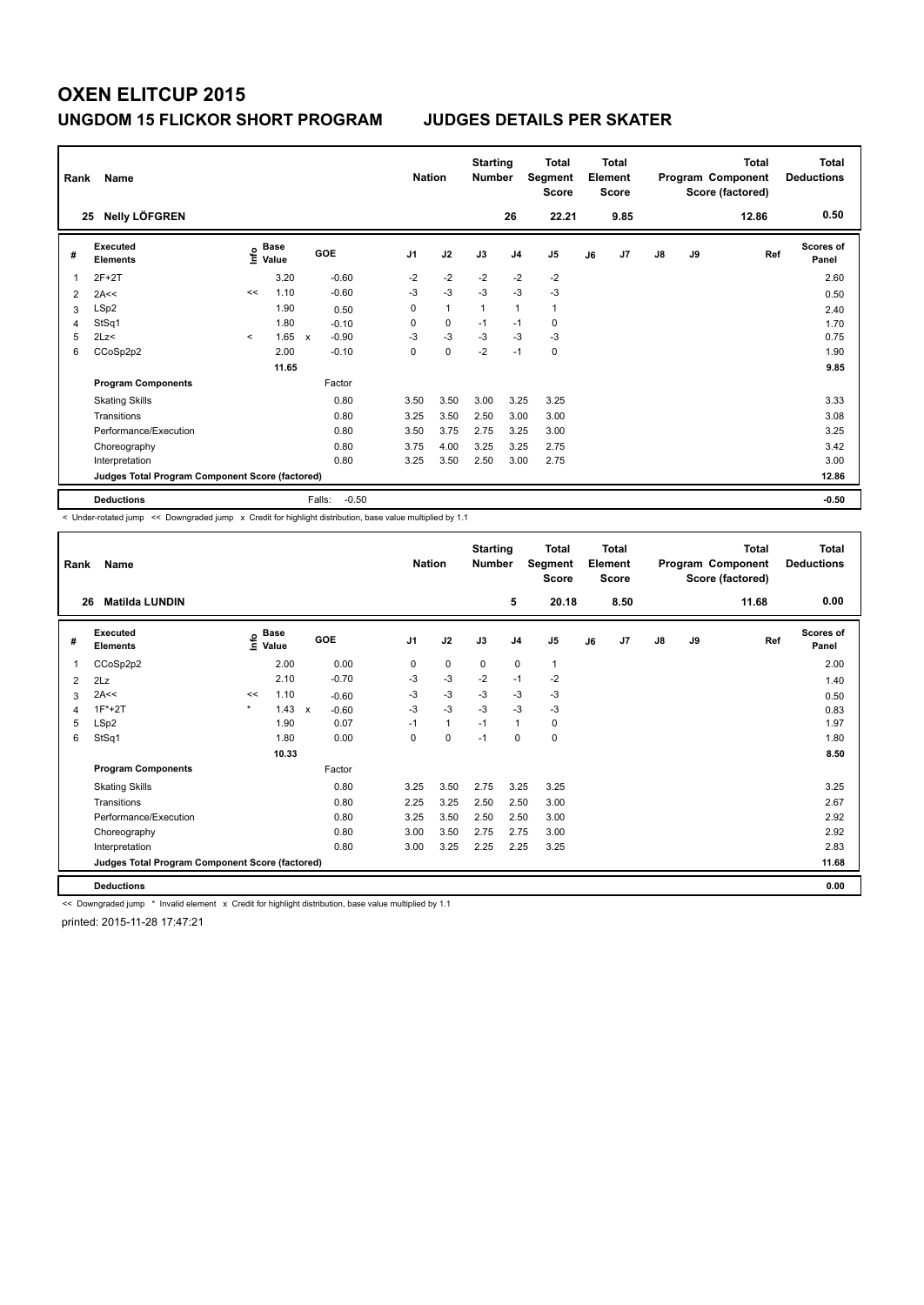# OXEN ELITCUP 2015

## UNGDOM 15 FLICKOR SHORT PROGRAM JUDGES DETAILS PER SKATER

| Rank | Name | Nation | Starting Number | Total Segment Score | Total Element Score | Total Program Component Score (factored) | Total Deductions |
|---|---|---|---|---|---|---|---|
| 25 | Nelly LÖFGREN | | 26 | 22.21 | 9.85 | 12.86 | 0.50 |

| # | Executed Elements | Info | Base Value | | GOE | J1 | J2 | J3 | J4 | J5 | J6 | J7 | J8 | J9 | Ref | Scores of Panel |
|---|---|---|---|---|---|---|---|---|---|---|---|---|---|---|---|---|
| 1 | 2F+2T | | 3.20 | | -0.60 | -2 | -2 | -2 | -2 | -2 | | | | | | 2.60 |
| 2 | 2A<< | << | 1.10 | | -0.60 | -3 | -3 | -3 | -3 | -3 | | | | | | 0.50 |
| 3 | LSp2 | | 1.90 | | 0.50 | 0 | 1 | 1 | 1 | 1 | | | | | | 2.40 |
| 4 | StSq1 | | 1.80 | | -0.10 | 0 | 0 | -1 | -1 | 0 | | | | | | 1.70 |
| 5 | 2Lz< | < | 1.65 | x | -0.90 | -3 | -3 | -3 | -3 | -3 | | | | | | 0.75 |
| 6 | CCoSp2p2 | | 2.00 | | -0.10 | 0 | 0 | -2 | -1 | 0 | | | | | | 1.90 |
| | | | 11.65 | | | | | | | | | | | | | 9.85 |
| | **Program Components** | | | | Factor | | | | | | | | | | | |
| | Skating Skills | | | | 0.80 | 3.50 | 3.50 | 3.00 | 3.25 | 3.25 | | | | | | 3.33 |
| | Transitions | | | | 0.80 | 3.25 | 3.50 | 2.50 | 3.00 | 3.00 | | | | | | 3.08 |
| | Performance/Execution | | | | 0.80 | 3.50 | 3.75 | 2.75 | 3.25 | 3.00 | | | | | | 3.25 |
| | Choreography | | | | 0.80 | 3.75 | 4.00 | 3.25 | 3.25 | 2.75 | | | | | | 3.42 |
| | Interpretation | | | | 0.80 | 3.25 | 3.50 | 2.50 | 3.00 | 2.75 | | | | | | 3.00 |
| | **Judges Total Program Component Score (factored)** | | | | | | | | | | | | | | | 12.86 |
| | **Deductions** | | | | Falls: -0.50 | | | | | | | | | | | -0.50 |

< Under-rotated jump << Downgraded jump x Credit for highlight distribution, base value multiplied by 1.1

| Rank | Name | Nation | Starting Number | Total Segment Score | Total Element Score | Total Program Component Score (factored) | Total Deductions |
|---|---|---|---|---|---|---|---|
| 26 | Matilda LUNDIN | | 5 | 20.18 | 8.50 | 11.68 | 0.00 |

| # | Executed Elements | Info | Base Value | | GOE | J1 | J2 | J3 | J4 | J5 | J6 | J7 | J8 | J9 | Ref | Scores of Panel |
|---|---|---|---|---|---|---|---|---|---|---|---|---|---|---|---|---|
| 1 | CCoSp2p2 | | 2.00 | | 0.00 | 0 | 0 | 0 | 0 | 1 | | | | | | 2.00 |
| 2 | 2Lz | | 2.10 | | -0.70 | -3 | -3 | -2 | -1 | -2 | | | | | | 1.40 |
| 3 | 2A<< | << | 1.10 | | -0.60 | -3 | -3 | -3 | -3 | -3 | | | | | | 0.50 |
| 4 | 1F*+2T | * | 1.43 | x | -0.60 | -3 | -3 | -3 | -3 | -3 | | | | | | 0.83 |
| 5 | LSp2 | | 1.90 | | 0.07 | -1 | 1 | -1 | 1 | 0 | | | | | | 1.97 |
| 6 | StSq1 | | 1.80 | | 0.00 | 0 | 0 | -1 | 0 | 0 | | | | | | 1.80 |
| | | | 10.33 | | | | | | | | | | | | | 8.50 |
| | **Program Components** | | | | Factor | | | | | | | | | | | |
| | Skating Skills | | | | 0.80 | 3.25 | 3.50 | 2.75 | 3.25 | 3.25 | | | | | | 3.25 |
| | Transitions | | | | 0.80 | 2.25 | 3.25 | 2.50 | 2.50 | 3.00 | | | | | | 2.67 |
| | Performance/Execution | | | | 0.80 | 3.25 | 3.50 | 2.50 | 2.50 | 3.00 | | | | | | 2.92 |
| | Choreography | | | | 0.80 | 3.00 | 3.50 | 2.75 | 2.75 | 3.00 | | | | | | 2.92 |
| | Interpretation | | | | 0.80 | 3.00 | 3.25 | 2.25 | 2.25 | 3.25 | | | | | | 2.83 |
| | **Judges Total Program Component Score (factored)** | | | | | | | | | | | | | | | 11.68 |
| | **Deductions** | | | | | | | | | | | | | | | 0.00 |

<< Downgraded jump * Invalid element x Credit for highlight distribution, base value multiplied by 1.1

printed: 2015-11-28 17:47:21